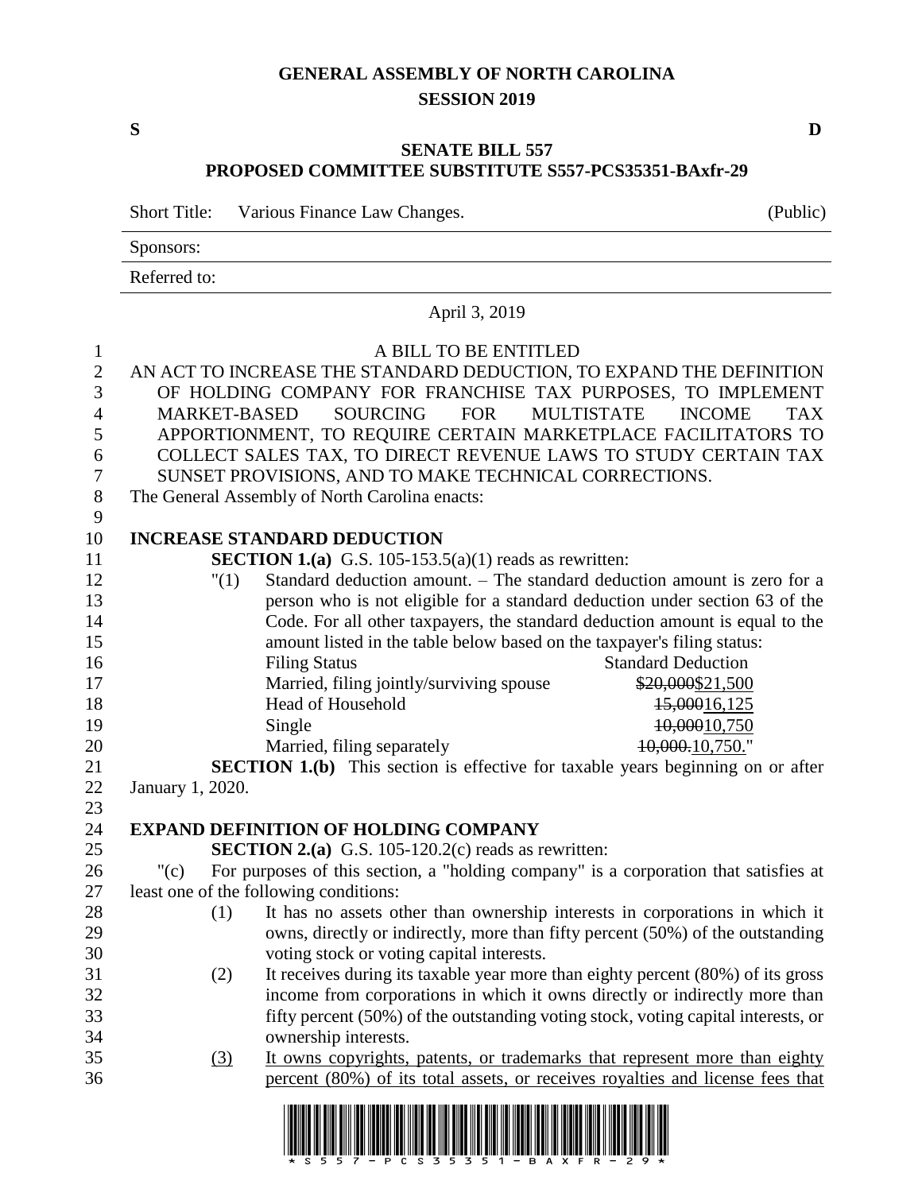# GENERAL ASSEMBLY OF NORTH CAROLINA
## SESSION 2019

**S** **D**

## SENATE BILL 557
## PROPOSED COMMITTEE SUBSTITUTE S557-PCS35351-BAxfr-29

Short Title: Various Finance Law Changes. (Public)

Sponsors:

Referred to:

April 3, 2019

A BILL TO BE ENTITLED

AN ACT TO INCREASE THE STANDARD DEDUCTION, TO EXPAND THE DEFINITION OF HOLDING COMPANY FOR FRANCHISE TAX PURPOSES, TO IMPLEMENT MARKET-BASED SOURCING FOR MULTISTATE INCOME TAX APPORTIONMENT, TO REQUIRE CERTAIN MARKETPLACE FACILITATORS TO COLLECT SALES TAX, TO DIRECT REVENUE LAWS TO STUDY CERTAIN TAX SUNSET PROVISIONS, AND TO MAKE TECHNICAL CORRECTIONS.

The General Assembly of North Carolina enacts:

**INCREASE STANDARD DEDUCTION**

**SECTION 1.(a)** G.S. 105-153.5(a)(1) reads as rewritten:

"(1) Standard deduction amount. – The standard deduction amount is zero for a person who is not eligible for a standard deduction under section 63 of the Code. For all other taxpayers, the standard deduction amount is equal to the amount listed in the table below based on the taxpayer's filing status:

| Filing Status | Standard Deduction |
|---|---|
| Married, filing jointly/surviving spouse | ~~$20,000~~<u>$21,500</u> |
| Head of Household | ~~15,000~~<u>16,125</u> |
| Single | ~~10,000~~<u>10,750</u> |
| Married, filing separately | ~~10,000.~~<u>10,750.</u>" |

**SECTION 1.(b)** This section is effective for taxable years beginning on or after January 1, 2020.

**EXPAND DEFINITION OF HOLDING COMPANY**

**SECTION 2.(a)** G.S. 105-120.2(c) reads as rewritten:

"(c) For purposes of this section, a "holding company" is a corporation that satisfies at least one of the following conditions:

(1) It has no assets other than ownership interests in corporations in which it owns, directly or indirectly, more than fifty percent (50%) of the outstanding voting stock or voting capital interests.

(2) It receives during its taxable year more than eighty percent (80%) of its gross income from corporations in which it owns directly or indirectly more than fifty percent (50%) of the outstanding voting stock, voting capital interests, or ownership interests.

<u>(3)</u> <u>It owns copyrights, patents, or trademarks that represent more than eighty percent (80%) of its total assets, or receives royalties and license fees that</u>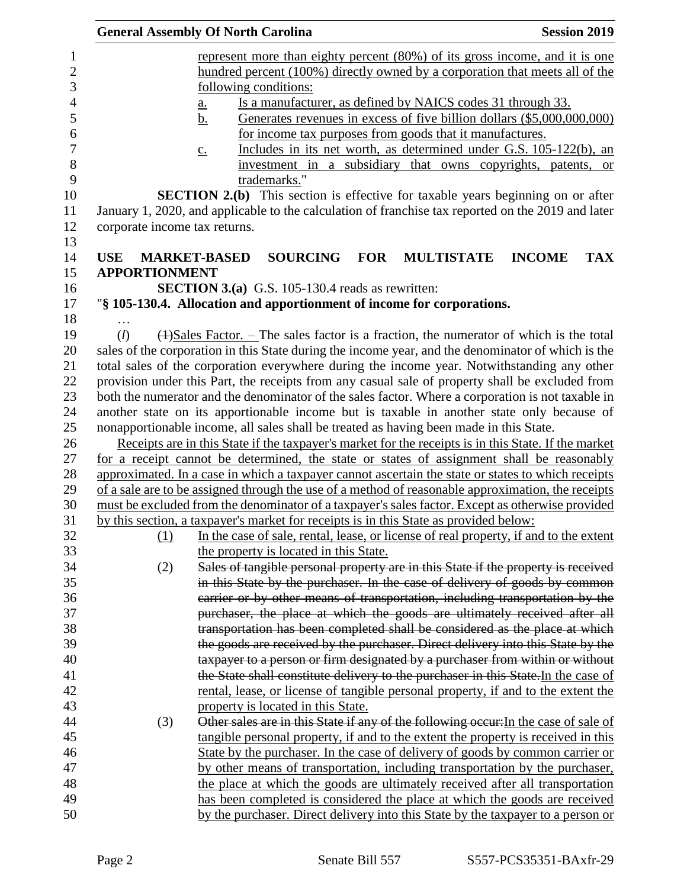represent more than eighty percent (80%) of its gross income, and it is one hundred percent (100%) directly owned by a corporation that meets all of the following conditions:

a. Is a manufacturer, as defined by NAICS codes 31 through 33.

b. Generates revenues in excess of five billion dollars ($5,000,000,000) for income tax purposes from goods that it manufactures.

c. Includes in its net worth, as determined under G.S. 105-122(b), an investment in a subsidiary that owns copyrights, patents, or trademarks."

**SECTION 2.(b)** This section is effective for taxable years beginning on or after January 1, 2020, and applicable to the calculation of franchise tax reported on the 2019 and later corporate income tax returns.

**USE MARKET-BASED SOURCING FOR MULTISTATE INCOME TAX APPORTIONMENT**

**SECTION 3.(a)** G.S. 105-130.4 reads as rewritten:

"**§ 105-130.4. Allocation and apportionment of income for corporations.**

…

(*l*) ~~(1)~~Sales Factor. – The sales factor is a fraction, the numerator of which is the total sales of the corporation in this State during the income year, and the denominator of which is the total sales of the corporation everywhere during the income year. Notwithstanding any other provision under this Part, the receipts from any casual sale of property shall be excluded from both the numerator and the denominator of the sales factor. Where a corporation is not taxable in another state on its apportionable income but is taxable in another state only because of nonapportionable income, all sales shall be treated as having been made in this State.

Receipts are in this State if the taxpayer's market for the receipts is in this State. If the market for a receipt cannot be determined, the state or states of assignment shall be reasonably approximated. In a case in which a taxpayer cannot ascertain the state or states to which receipts of a sale are to be assigned through the use of a method of reasonable approximation, the receipts must be excluded from the denominator of a taxpayer's sales factor. Except as otherwise provided by this section, a taxpayer's market for receipts is in this State as provided below:

(1) In the case of sale, rental, lease, or license of real property, if and to the extent the property is located in this State.

(2) ~~Sales of tangible personal property are in this State if the property is received in this State by the purchaser. In the case of delivery of goods by common carrier or by other means of transportation, including transportation by the purchaser, the place at which the goods are ultimately received after all transportation has been completed shall be considered as the place at which the goods are received by the purchaser. Direct delivery into this State by the taxpayer to a person or firm designated by a purchaser from within or without the State shall constitute delivery to the purchaser in this State.~~In the case of rental, lease, or license of tangible personal property, if and to the extent the property is located in this State.

(3) ~~Other sales are in this State if any of the following occur:~~In the case of sale of tangible personal property, if and to the extent the property is received in this State by the purchaser. In the case of delivery of goods by common carrier or by other means of transportation, including transportation by the purchaser, the place at which the goods are ultimately received after all transportation has been completed is considered the place at which the goods are received by the purchaser. Direct delivery into this State by the taxpayer to a person or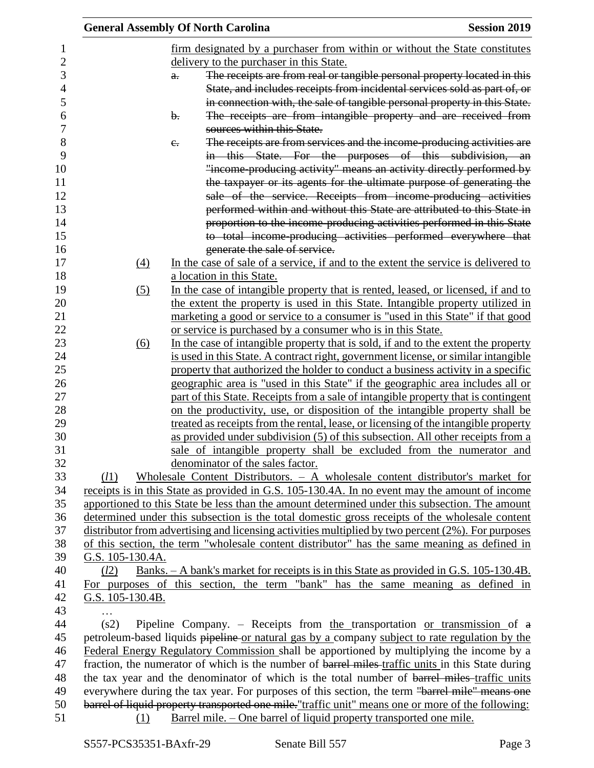firm designated by a purchaser from within or without the State constitutes delivery to the purchaser in this State.

a. ~~The receipts are from real or tangible personal property located in this State, and includes receipts from incidental services sold as part of, or in connection with, the sale of tangible personal property in this State.~~

b. ~~The receipts are from intangible property and are received from sources within this State.~~

c. ~~The receipts are from services and the income-producing activities are in this State. For the purposes of this subdivision, an "income-producing activity" means an activity directly performed by the taxpayer or its agents for the ultimate purpose of generating the sale of the service. Receipts from income-producing activities performed within and without this State are attributed to this State in proportion to the income-producing activities performed in this State to total income-producing activities performed everywhere that generate the sale of service.~~

(4) In the case of sale of a service, if and to the extent the service is delivered to a location in this State.

(5) In the case of intangible property that is rented, leased, or licensed, if and to the extent the property is used in this State. Intangible property utilized in marketing a good or service to a consumer is "used in this State" if that good or service is purchased by a consumer who is in this State.

(6) In the case of intangible property that is sold, if and to the extent the property is used in this State. A contract right, government license, or similar intangible property that authorized the holder to conduct a business activity in a specific geographic area is "used in this State" if the geographic area includes all or part of this State. Receipts from a sale of intangible property that is contingent on the productivity, use, or disposition of the intangible property shall be treated as receipts from the rental, lease, or licensing of the intangible property as provided under subdivision (5) of this subsection. All other receipts from a sale of intangible property shall be excluded from the numerator and denominator of the sales factor.

(*l*1) Wholesale Content Distributors. – A wholesale content distributor's market for receipts is in this State as provided in G.S. 105-130.4A. In no event may the amount of income apportioned to this State be less than the amount determined under this subsection. The amount determined under this subsection is the total domestic gross receipts of the wholesale content distributor from advertising and licensing activities multiplied by two percent (2%). For purposes of this section, the term "wholesale content distributor" has the same meaning as defined in G.S. 105-130.4A.

(*l*2) Banks. – A bank's market for receipts is in this State as provided in G.S. 105-130.4B. For purposes of this section, the term "bank" has the same meaning as defined in G.S. 105-130.4B.

…

(s2) Pipeline Company. – Receipts from the transportation or transmission of ~~a~~ petroleum-based liquids ~~pipeline~~ or natural gas by a company subject to rate regulation by the Federal Energy Regulatory Commission shall be apportioned by multiplying the income by a fraction, the numerator of which is the number of ~~barrel miles~~ traffic units in this State during the tax year and the denominator of which is the total number of ~~barrel miles~~ traffic units everywhere during the tax year. For purposes of this section, the term ~~"barrel mile" means one barrel of liquid property transported one mile.~~ "traffic unit" means one or more of the following:

(1) Barrel mile. – One barrel of liquid property transported one mile.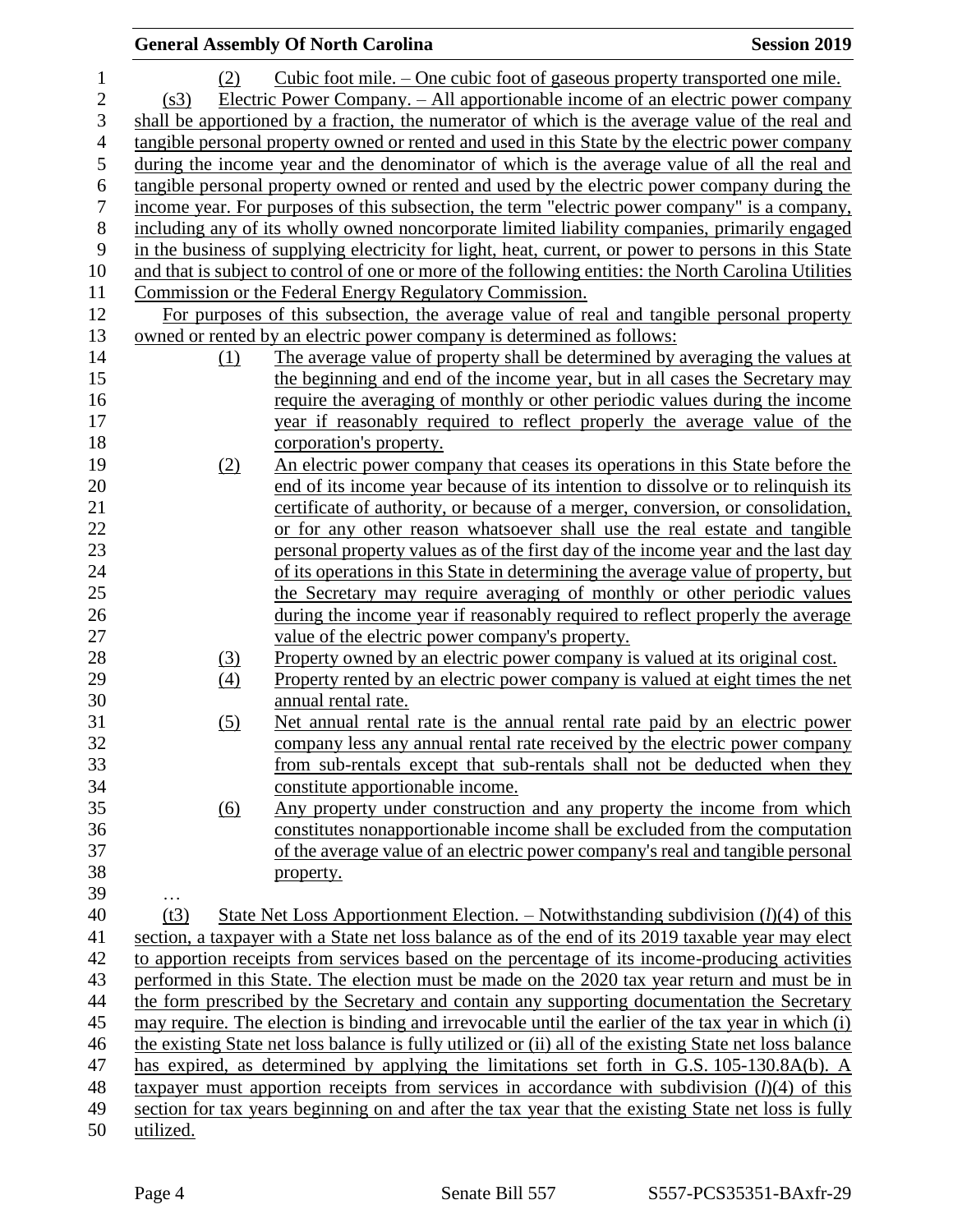(2) Cubic foot mile. – One cubic foot of gaseous property transported one mile.

(s3) Electric Power Company. – All apportionable income of an electric power company shall be apportioned by a fraction, the numerator of which is the average value of the real and tangible personal property owned or rented and used in this State by the electric power company during the income year and the denominator of which is the average value of all the real and tangible personal property owned or rented and used by the electric power company during the income year. For purposes of this subsection, the term "electric power company" is a company, including any of its wholly owned noncorporate limited liability companies, primarily engaged in the business of supplying electricity for light, heat, current, or power to persons in this State and that is subject to control of one or more of the following entities: the North Carolina Utilities Commission or the Federal Energy Regulatory Commission.

For purposes of this subsection, the average value of real and tangible personal property owned or rented by an electric power company is determined as follows:

(1) The average value of property shall be determined by averaging the values at the beginning and end of the income year, but in all cases the Secretary may require the averaging of monthly or other periodic values during the income year if reasonably required to reflect properly the average value of the corporation's property.

(2) An electric power company that ceases its operations in this State before the end of its income year because of its intention to dissolve or to relinquish its certificate of authority, or because of a merger, conversion, or consolidation, or for any other reason whatsoever shall use the real estate and tangible personal property values as of the first day of the income year and the last day of its operations in this State in determining the average value of property, but the Secretary may require averaging of monthly or other periodic values during the income year if reasonably required to reflect properly the average value of the electric power company's property.

(3) Property owned by an electric power company is valued at its original cost.

(4) Property rented by an electric power company is valued at eight times the net annual rental rate.

(5) Net annual rental rate is the annual rental rate paid by an electric power company less any annual rental rate received by the electric power company from sub-rentals except that sub-rentals shall not be deducted when they constitute apportionable income.

(6) Any property under construction and any property the income from which constitutes nonapportionable income shall be excluded from the computation of the average value of an electric power company's real and tangible personal property.

…

(t3) State Net Loss Apportionment Election. – Notwithstanding subdivision (*l*)(4) of this section, a taxpayer with a State net loss balance as of the end of its 2019 taxable year may elect to apportion receipts from services based on the percentage of its income-producing activities performed in this State. The election must be made on the 2020 tax year return and must be in the form prescribed by the Secretary and contain any supporting documentation the Secretary may require. The election is binding and irrevocable until the earlier of the tax year in which (i) the existing State net loss balance is fully utilized or (ii) all of the existing State net loss balance has expired, as determined by applying the limitations set forth in G.S. 105-130.8A(b). A taxpayer must apportion receipts from services in accordance with subdivision (*l*)(4) of this section for tax years beginning on and after the tax year that the existing State net loss is fully utilized.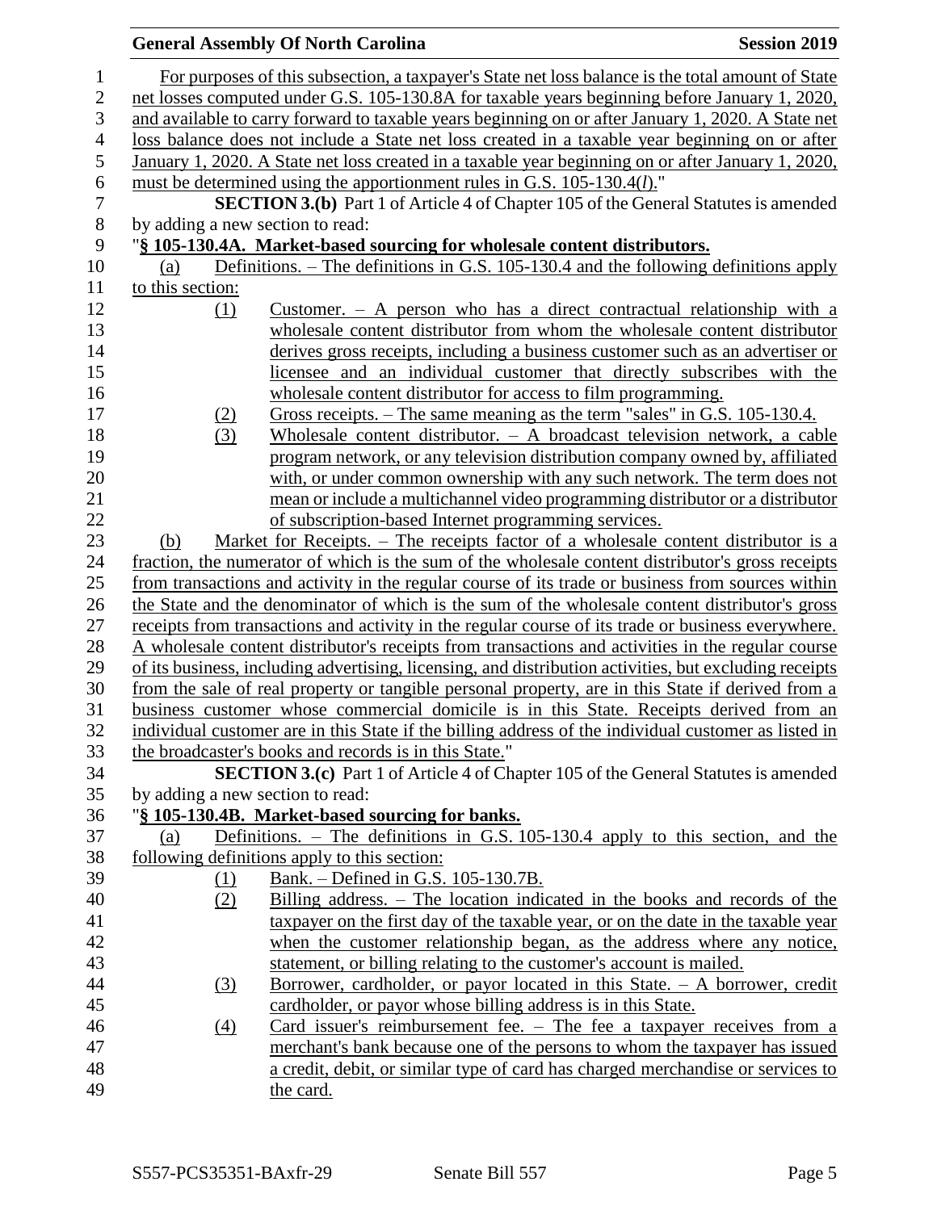For purposes of this subsection, a taxpayer's State net loss balance is the total amount of State net losses computed under G.S. 105-130.8A for taxable years beginning before January 1, 2020, and available to carry forward to taxable years beginning on or after January 1, 2020. A State net loss balance does not include a State net loss created in a taxable year beginning on or after January 1, 2020. A State net loss created in a taxable year beginning on or after January 1, 2020, must be determined using the apportionment rules in G.S. 105-130.4(*l*)."

**SECTION 3.(b)** Part 1 of Article 4 of Chapter 105 of the General Statutes is amended by adding a new section to read:

"**§ 105-130.4A. Market-based sourcing for wholesale content distributors.**

(a) Definitions. – The definitions in G.S. 105-130.4 and the following definitions apply to this section:

(1) Customer. – A person who has a direct contractual relationship with a wholesale content distributor from whom the wholesale content distributor derives gross receipts, including a business customer such as an advertiser or licensee and an individual customer that directly subscribes with the wholesale content distributor for access to film programming.

(2) Gross receipts. – The same meaning as the term "sales" in G.S. 105-130.4.

(3) Wholesale content distributor. – A broadcast television network, a cable program network, or any television distribution company owned by, affiliated with, or under common ownership with any such network. The term does not mean or include a multichannel video programming distributor or a distributor of subscription-based Internet programming services.

(b) Market for Receipts. – The receipts factor of a wholesale content distributor is a fraction, the numerator of which is the sum of the wholesale content distributor's gross receipts from transactions and activity in the regular course of its trade or business from sources within the State and the denominator of which is the sum of the wholesale content distributor's gross receipts from transactions and activity in the regular course of its trade or business everywhere. A wholesale content distributor's receipts from transactions and activities in the regular course of its business, including advertising, licensing, and distribution activities, but excluding receipts from the sale of real property or tangible personal property, are in this State if derived from a business customer whose commercial domicile is in this State. Receipts derived from an individual customer are in this State if the billing address of the individual customer as listed in the broadcaster's books and records is in this State."

**SECTION 3.(c)** Part 1 of Article 4 of Chapter 105 of the General Statutes is amended by adding a new section to read:

"**§ 105-130.4B. Market-based sourcing for banks.**

(a) Definitions. – The definitions in G.S. 105-130.4 apply to this section, and the following definitions apply to this section:

(1) Bank. – Defined in G.S. 105-130.7B.

(2) Billing address. – The location indicated in the books and records of the taxpayer on the first day of the taxable year, or on the date in the taxable year when the customer relationship began, as the address where any notice, statement, or billing relating to the customer's account is mailed.

(3) Borrower, cardholder, or payor located in this State. – A borrower, credit cardholder, or payor whose billing address is in this State.

(4) Card issuer's reimbursement fee. – The fee a taxpayer receives from a merchant's bank because one of the persons to whom the taxpayer has issued a credit, debit, or similar type of card has charged merchandise or services to the card.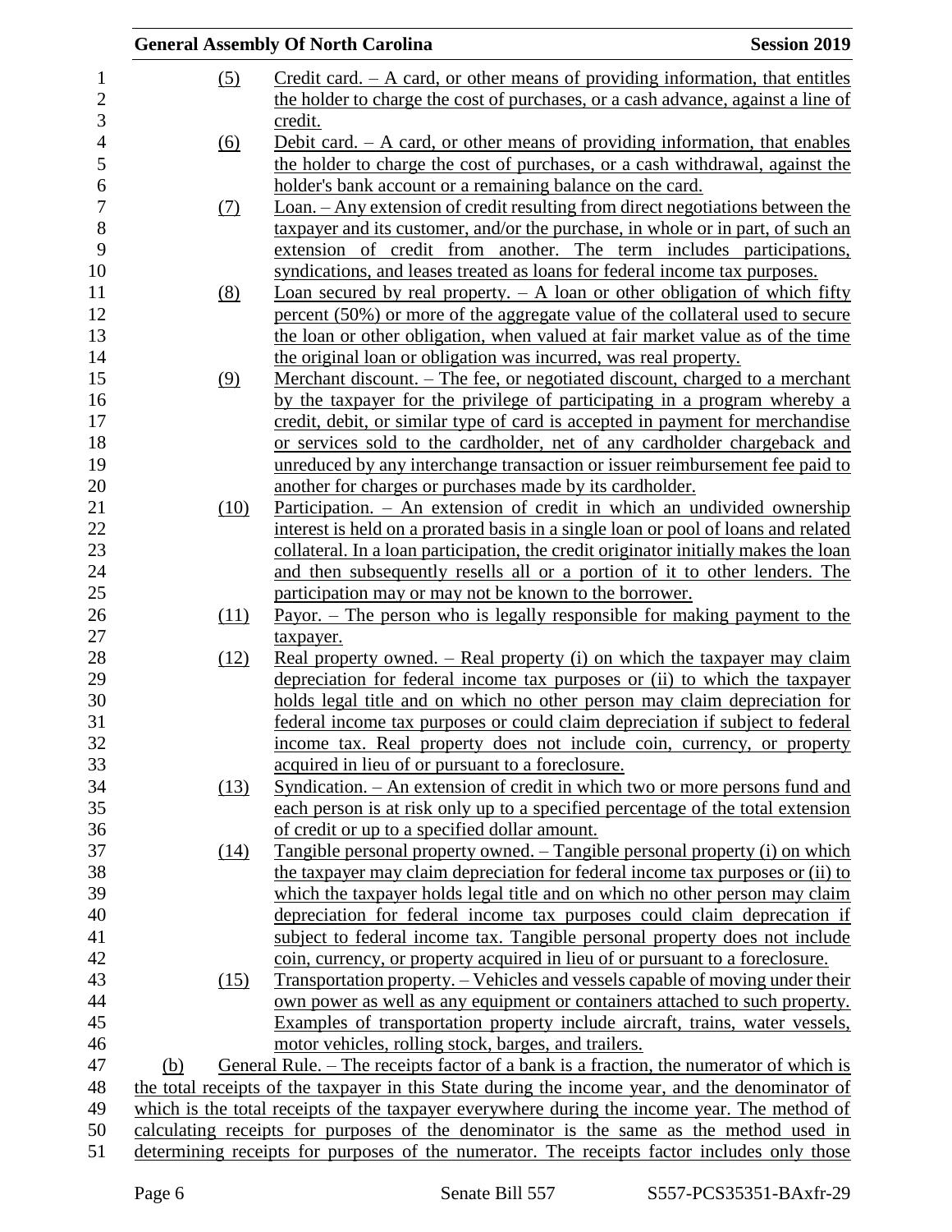(5) Credit card. – A card, or other means of providing information, that entitles the holder to charge the cost of purchases, or a cash advance, against a line of credit.

(6) Debit card. – A card, or other means of providing information, that enables the holder to charge the cost of purchases, or a cash withdrawal, against the holder's bank account or a remaining balance on the card.

(7) Loan. – Any extension of credit resulting from direct negotiations between the taxpayer and its customer, and/or the purchase, in whole or in part, of such an extension of credit from another. The term includes participations, syndications, and leases treated as loans for federal income tax purposes.

(8) Loan secured by real property. – A loan or other obligation of which fifty percent (50%) or more of the aggregate value of the collateral used to secure the loan or other obligation, when valued at fair market value as of the time the original loan or obligation was incurred, was real property.

(9) Merchant discount. – The fee, or negotiated discount, charged to a merchant by the taxpayer for the privilege of participating in a program whereby a credit, debit, or similar type of card is accepted in payment for merchandise or services sold to the cardholder, net of any cardholder chargeback and unreduced by any interchange transaction or issuer reimbursement fee paid to another for charges or purchases made by its cardholder.

(10) Participation. – An extension of credit in which an undivided ownership interest is held on a prorated basis in a single loan or pool of loans and related collateral. In a loan participation, the credit originator initially makes the loan and then subsequently resells all or a portion of it to other lenders. The participation may or may not be known to the borrower.

(11) Payor. – The person who is legally responsible for making payment to the taxpayer.

(12) Real property owned. – Real property (i) on which the taxpayer may claim depreciation for federal income tax purposes or (ii) to which the taxpayer holds legal title and on which no other person may claim depreciation for federal income tax purposes or could claim depreciation if subject to federal income tax. Real property does not include coin, currency, or property acquired in lieu of or pursuant to a foreclosure.

(13) Syndication. – An extension of credit in which two or more persons fund and each person is at risk only up to a specified percentage of the total extension of credit or up to a specified dollar amount.

(14) Tangible personal property owned. – Tangible personal property (i) on which the taxpayer may claim depreciation for federal income tax purposes or (ii) to which the taxpayer holds legal title and on which no other person may claim depreciation for federal income tax purposes could claim deprecation if subject to federal income tax. Tangible personal property does not include coin, currency, or property acquired in lieu of or pursuant to a foreclosure.

(15) Transportation property. – Vehicles and vessels capable of moving under their own power as well as any equipment or containers attached to such property. Examples of transportation property include aircraft, trains, water vessels, motor vehicles, rolling stock, barges, and trailers.

(b) General Rule. – The receipts factor of a bank is a fraction, the numerator of which is the total receipts of the taxpayer in this State during the income year, and the denominator of which is the total receipts of the taxpayer everywhere during the income year. The method of calculating receipts for purposes of the denominator is the same as the method used in determining receipts for purposes of the numerator. The receipts factor includes only those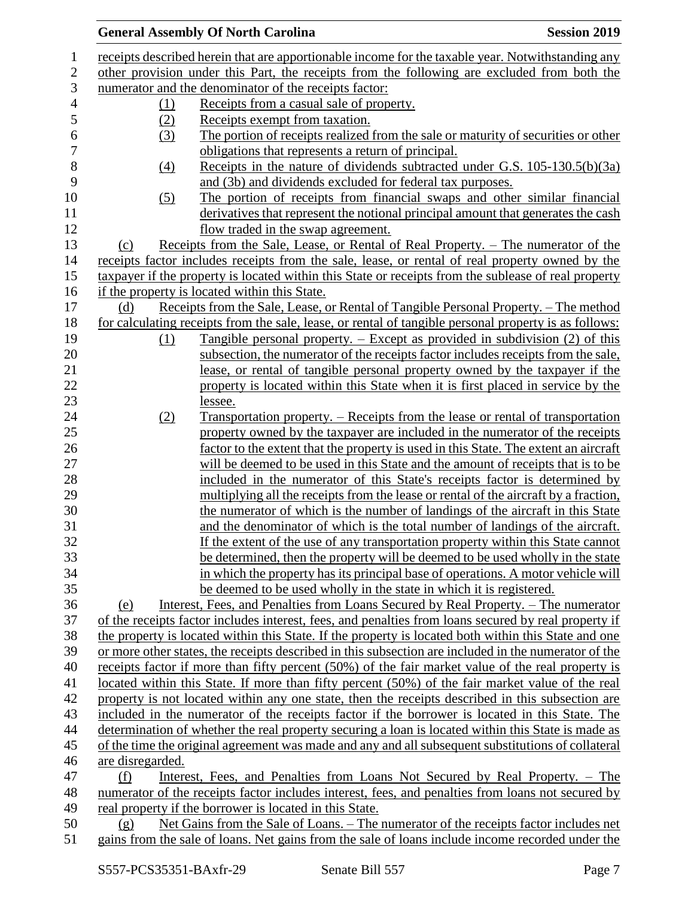receipts described herein that are apportionable income for the taxable year. Notwithstanding any other provision under this Part, the receipts from the following are excluded from both the numerator and the denominator of the receipts factor:

(1) Receipts from a casual sale of property.

(2) Receipts exempt from taxation.

(3) The portion of receipts realized from the sale or maturity of securities or other obligations that represents a return of principal.

(4) Receipts in the nature of dividends subtracted under G.S. 105-130.5(b)(3a) and (3b) and dividends excluded for federal tax purposes.

(5) The portion of receipts from financial swaps and other similar financial derivatives that represent the notional principal amount that generates the cash flow traded in the swap agreement.

(c) Receipts from the Sale, Lease, or Rental of Real Property. – The numerator of the receipts factor includes receipts from the sale, lease, or rental of real property owned by the taxpayer if the property is located within this State or receipts from the sublease of real property if the property is located within this State.

(d) Receipts from the Sale, Lease, or Rental of Tangible Personal Property. – The method for calculating receipts from the sale, lease, or rental of tangible personal property is as follows:

(1) Tangible personal property. – Except as provided in subdivision (2) of this subsection, the numerator of the receipts factor includes receipts from the sale, lease, or rental of tangible personal property owned by the taxpayer if the property is located within this State when it is first placed in service by the lessee.

(2) Transportation property. – Receipts from the lease or rental of transportation property owned by the taxpayer are included in the numerator of the receipts factor to the extent that the property is used in this State. The extent an aircraft will be deemed to be used in this State and the amount of receipts that is to be included in the numerator of this State's receipts factor is determined by multiplying all the receipts from the lease or rental of the aircraft by a fraction, the numerator of which is the number of landings of the aircraft in this State and the denominator of which is the total number of landings of the aircraft. If the extent of the use of any transportation property within this State cannot be determined, then the property will be deemed to be used wholly in the state in which the property has its principal base of operations. A motor vehicle will be deemed to be used wholly in the state in which it is registered.

(e) Interest, Fees, and Penalties from Loans Secured by Real Property. – The numerator of the receipts factor includes interest, fees, and penalties from loans secured by real property if the property is located within this State. If the property is located both within this State and one or more other states, the receipts described in this subsection are included in the numerator of the receipts factor if more than fifty percent (50%) of the fair market value of the real property is located within this State. If more than fifty percent (50%) of the fair market value of the real property is not located within any one state, then the receipts described in this subsection are included in the numerator of the receipts factor if the borrower is located in this State. The determination of whether the real property securing a loan is located within this State is made as of the time the original agreement was made and any and all subsequent substitutions of collateral are disregarded.

(f) Interest, Fees, and Penalties from Loans Not Secured by Real Property. – The numerator of the receipts factor includes interest, fees, and penalties from loans not secured by real property if the borrower is located in this State.

(g) Net Gains from the Sale of Loans. – The numerator of the receipts factor includes net gains from the sale of loans. Net gains from the sale of loans include income recorded under the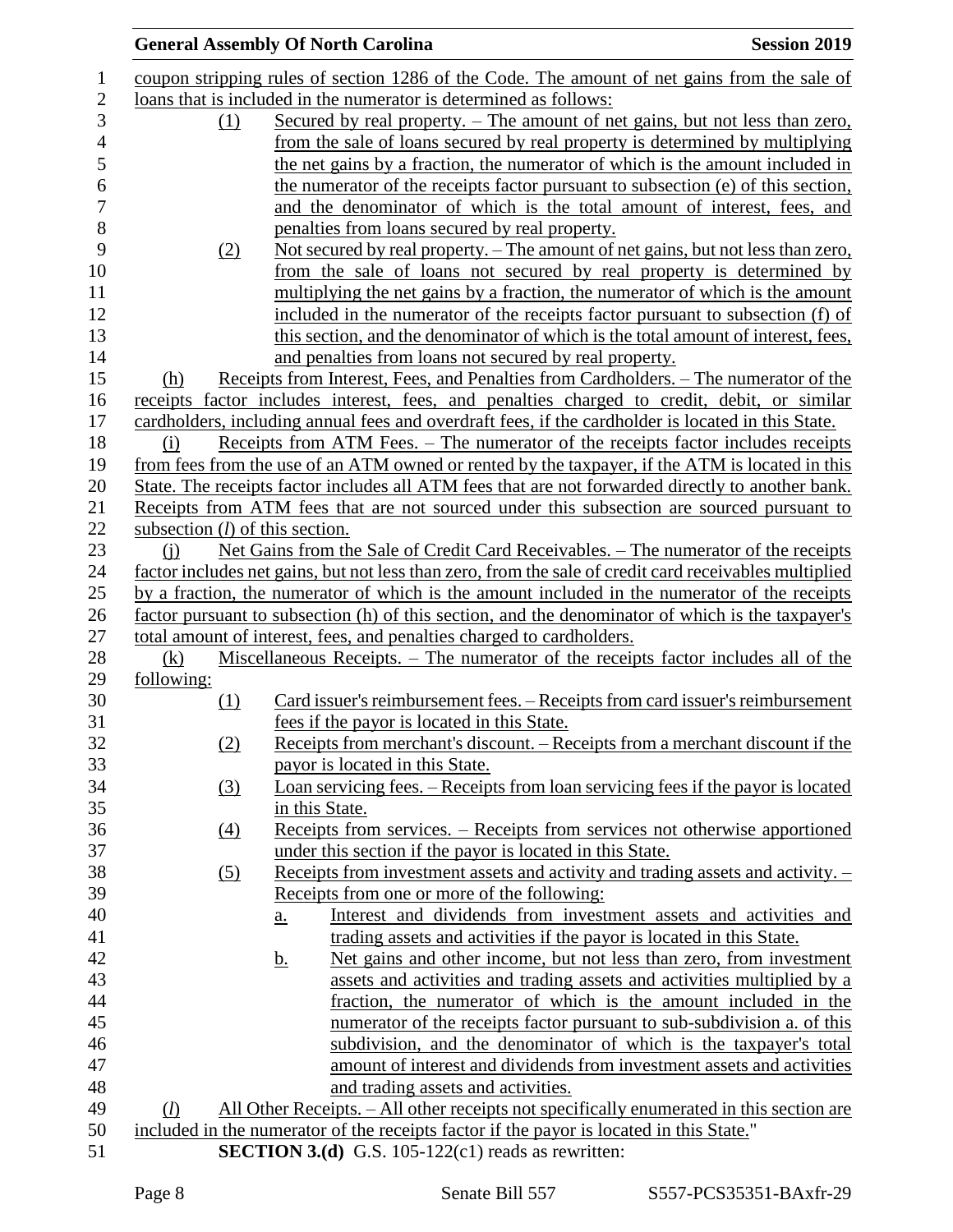coupon stripping rules of section 1286 of the Code. The amount of net gains from the sale of loans that is included in the numerator is determined as follows:

(1) Secured by real property. – The amount of net gains, but not less than zero, from the sale of loans secured by real property is determined by multiplying the net gains by a fraction, the numerator of which is the amount included in the numerator of the receipts factor pursuant to subsection (e) of this section, and the denominator of which is the total amount of interest, fees, and penalties from loans secured by real property.

(2) Not secured by real property. – The amount of net gains, but not less than zero, from the sale of loans not secured by real property is determined by multiplying the net gains by a fraction, the numerator of which is the amount included in the numerator of the receipts factor pursuant to subsection (f) of this section, and the denominator of which is the total amount of interest, fees, and penalties from loans not secured by real property.

(h) Receipts from Interest, Fees, and Penalties from Cardholders. – The numerator of the receipts factor includes interest, fees, and penalties charged to credit, debit, or similar cardholders, including annual fees and overdraft fees, if the cardholder is located in this State.

(i) Receipts from ATM Fees. – The numerator of the receipts factor includes receipts from fees from the use of an ATM owned or rented by the taxpayer, if the ATM is located in this State. The receipts factor includes all ATM fees that are not forwarded directly to another bank. Receipts from ATM fees that are not sourced under this subsection are sourced pursuant to subsection (*l*) of this section.

(j) Net Gains from the Sale of Credit Card Receivables. – The numerator of the receipts factor includes net gains, but not less than zero, from the sale of credit card receivables multiplied by a fraction, the numerator of which is the amount included in the numerator of the receipts factor pursuant to subsection (h) of this section, and the denominator of which is the taxpayer's total amount of interest, fees, and penalties charged to cardholders.

(k) Miscellaneous Receipts. – The numerator of the receipts factor includes all of the following:

(1) Card issuer's reimbursement fees. – Receipts from card issuer's reimbursement fees if the payor is located in this State.

(2) Receipts from merchant's discount. – Receipts from a merchant discount if the payor is located in this State.

(3) Loan servicing fees. – Receipts from loan servicing fees if the payor is located in this State.

(4) Receipts from services. – Receipts from services not otherwise apportioned under this section if the payor is located in this State.

(5) Receipts from investment assets and activity and trading assets and activity. – Receipts from one or more of the following:

a. Interest and dividends from investment assets and activities and trading assets and activities if the payor is located in this State.

b. Net gains and other income, but not less than zero, from investment assets and activities and trading assets and activities multiplied by a fraction, the numerator of which is the amount included in the numerator of the receipts factor pursuant to sub-subdivision a. of this subdivision, and the denominator of which is the taxpayer's total amount of interest and dividends from investment assets and activities and trading assets and activities.

(*l*) All Other Receipts. – All other receipts not specifically enumerated in this section are included in the numerator of the receipts factor if the payor is located in this State."

**SECTION 3.(d)** G.S. 105-122(c1) reads as rewritten: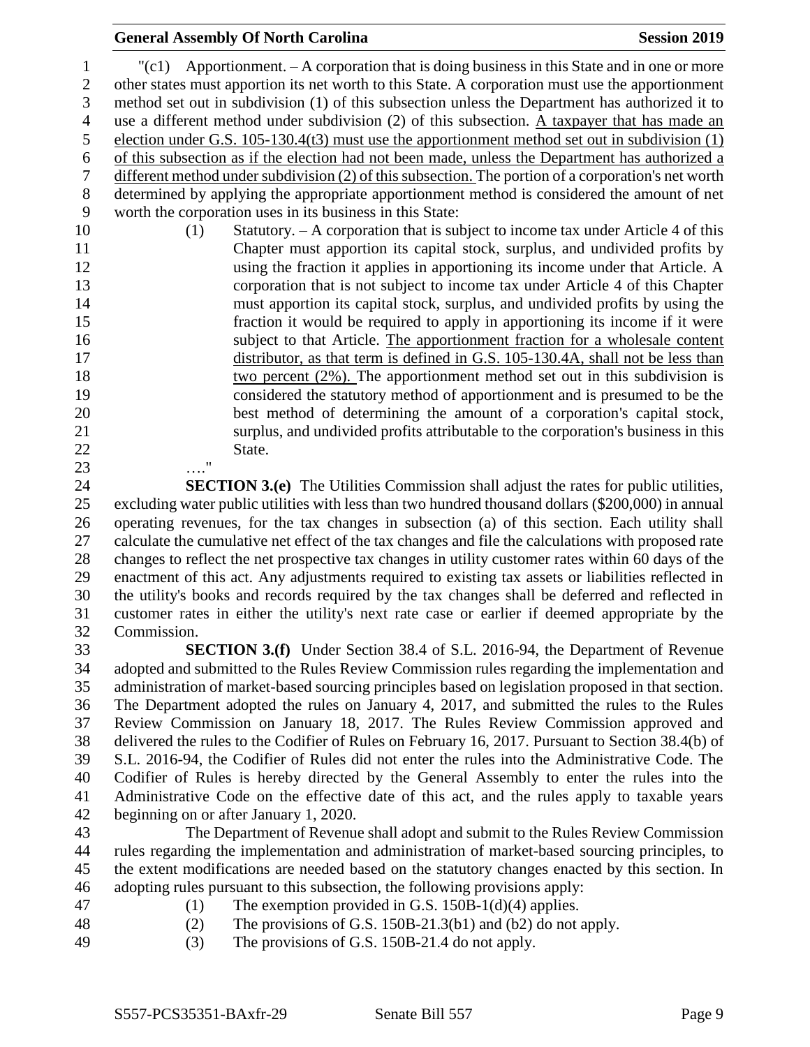"(c1) Apportionment. – A corporation that is doing business in this State and in one or more other states must apportion its net worth to this State. A corporation must use the apportionment method set out in subdivision (1) of this subsection unless the Department has authorized it to use a different method under subdivision (2) of this subsection. <u>A taxpayer that has made an election under G.S. 105-130.4(t3) must use the apportionment method set out in subdivision (1) of this subsection as if the election had not been made, unless the Department has authorized a different method under subdivision (2) of this subsection.</u> The portion of a corporation's net worth determined by applying the appropriate apportionment method is considered the amount of net worth the corporation uses in its business in this State:

(1) Statutory. – A corporation that is subject to income tax under Article 4 of this Chapter must apportion its capital stock, surplus, and undivided profits by using the fraction it applies in apportioning its income under that Article. A corporation that is not subject to income tax under Article 4 of this Chapter must apportion its capital stock, surplus, and undivided profits by using the fraction it would be required to apply in apportioning its income if it were subject to that Article. <u>The apportionment fraction for a wholesale content distributor, as that term is defined in G.S. 105-130.4A, shall not be less than two percent (2%).</u> The apportionment method set out in this subdivision is considered the statutory method of apportionment and is presumed to be the best method of determining the amount of a corporation's capital stock, surplus, and undivided profits attributable to the corporation's business in this State.

…."

**SECTION 3.(e)** The Utilities Commission shall adjust the rates for public utilities, excluding water public utilities with less than two hundred thousand dollars ($200,000) in annual operating revenues, for the tax changes in subsection (a) of this section. Each utility shall calculate the cumulative net effect of the tax changes and file the calculations with proposed rate changes to reflect the net prospective tax changes in utility customer rates within 60 days of the enactment of this act. Any adjustments required to existing tax assets or liabilities reflected in the utility's books and records required by the tax changes shall be deferred and reflected in customer rates in either the utility's next rate case or earlier if deemed appropriate by the Commission.

**SECTION 3.(f)** Under Section 38.4 of S.L. 2016-94, the Department of Revenue adopted and submitted to the Rules Review Commission rules regarding the implementation and administration of market-based sourcing principles based on legislation proposed in that section. The Department adopted the rules on January 4, 2017, and submitted the rules to the Rules Review Commission on January 18, 2017. The Rules Review Commission approved and delivered the rules to the Codifier of Rules on February 16, 2017. Pursuant to Section 38.4(b) of S.L. 2016-94, the Codifier of Rules did not enter the rules into the Administrative Code. The Codifier of Rules is hereby directed by the General Assembly to enter the rules into the Administrative Code on the effective date of this act, and the rules apply to taxable years beginning on or after January 1, 2020.

The Department of Revenue shall adopt and submit to the Rules Review Commission rules regarding the implementation and administration of market-based sourcing principles, to the extent modifications are needed based on the statutory changes enacted by this section. In adopting rules pursuant to this subsection, the following provisions apply:

(1) The exemption provided in G.S. 150B-1(d)(4) applies.
(2) The provisions of G.S. 150B-21.3(b1) and (b2) do not apply.
(3) The provisions of G.S. 150B-21.4 do not apply.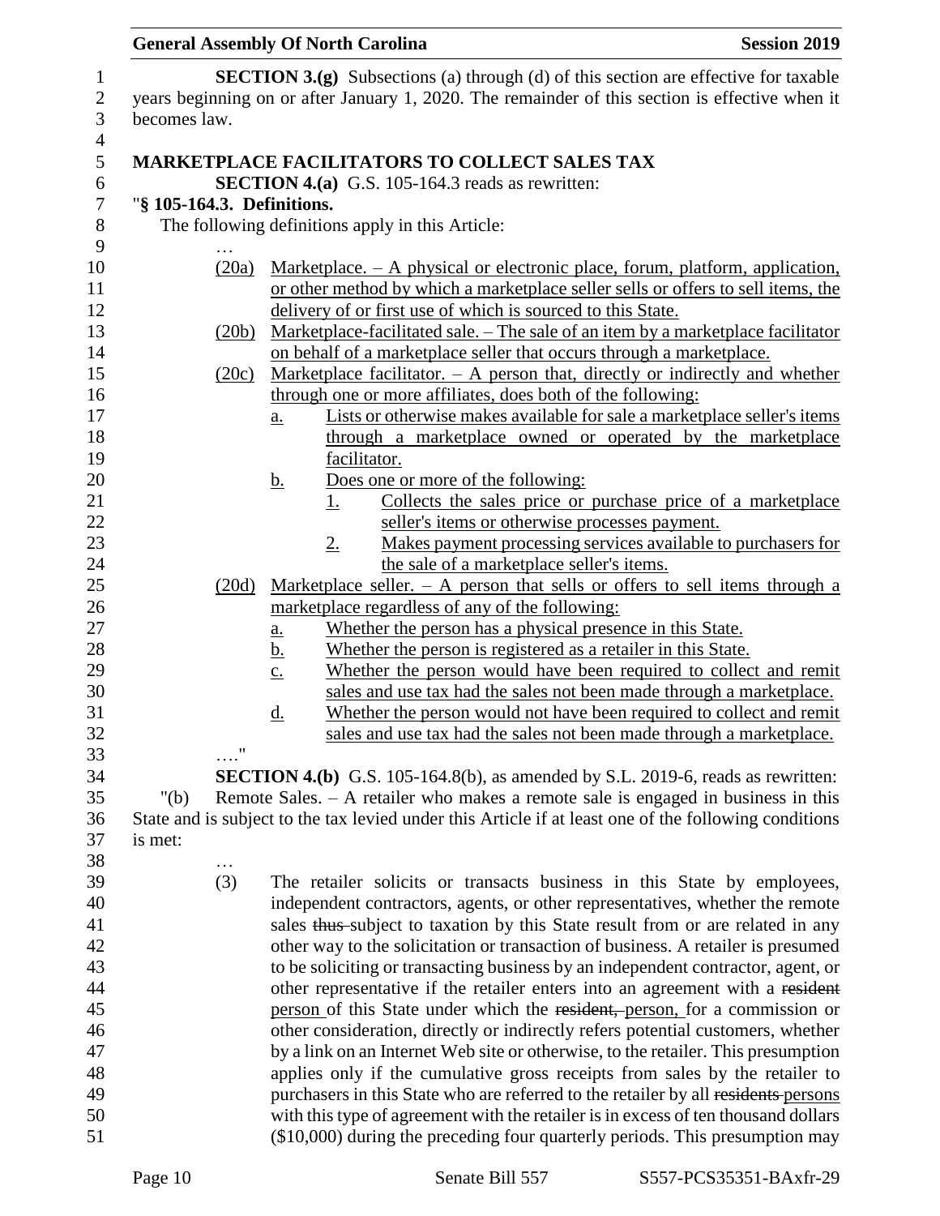**SECTION 3.(g)** Subsections (a) through (d) of this section are effective for taxable years beginning on or after January 1, 2020. The remainder of this section is effective when it becomes law.

**MARKETPLACE FACILITATORS TO COLLECT SALES TAX**

**SECTION 4.(a)** G.S. 105-164.3 reads as rewritten:

"**§ 105-164.3. Definitions.**

The following definitions apply in this Article:

…

(20a) Marketplace. – A physical or electronic place, forum, platform, application, or other method by which a marketplace seller sells or offers to sell items, the delivery of or first use of which is sourced to this State.

(20b) Marketplace-facilitated sale. – The sale of an item by a marketplace facilitator on behalf of a marketplace seller that occurs through a marketplace.

(20c) Marketplace facilitator. – A person that, directly or indirectly and whether through one or more affiliates, does both of the following:

- a. Lists or otherwise makes available for sale a marketplace seller's items through a marketplace owned or operated by the marketplace facilitator.
- b. Does one or more of the following:
  - 1. Collects the sales price or purchase price of a marketplace seller's items or otherwise processes payment.
  - 2. Makes payment processing services available to purchasers for the sale of a marketplace seller's items.

(20d) Marketplace seller. – A person that sells or offers to sell items through a marketplace regardless of any of the following:

- a. Whether the person has a physical presence in this State.
- b. Whether the person is registered as a retailer in this State.
- c. Whether the person would have been required to collect and remit sales and use tax had the sales not been made through a marketplace.
- d. Whether the person would not have been required to collect and remit sales and use tax had the sales not been made through a marketplace.

…."

**SECTION 4.(b)** G.S. 105-164.8(b), as amended by S.L. 2019-6, reads as rewritten:

"(b) Remote Sales. – A retailer who makes a remote sale is engaged in business in this State and is subject to the tax levied under this Article if at least one of the following conditions is met:

…

(3) The retailer solicits or transacts business in this State by employees, independent contractors, agents, or other representatives, whether the remote sales ~~thus~~ subject to taxation by this State result from or are related in any other way to the solicitation or transaction of business. A retailer is presumed to be soliciting or transacting business by an independent contractor, agent, or other representative if the retailer enters into an agreement with a ~~resident~~ person of this State under which the ~~resident,~~ person, for a commission or other consideration, directly or indirectly refers potential customers, whether by a link on an Internet Web site or otherwise, to the retailer. This presumption applies only if the cumulative gross receipts from sales by the retailer to purchasers in this State who are referred to the retailer by all ~~residents~~ persons with this type of agreement with the retailer is in excess of ten thousand dollars ($10,000) during the preceding four quarterly periods. This presumption may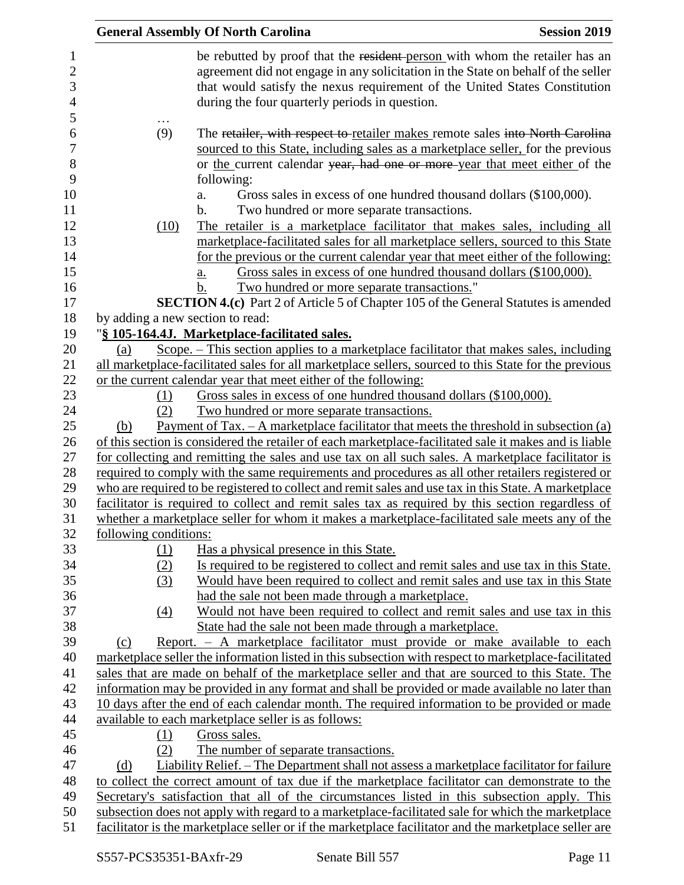be rebutted by proof that the ~~resident~~ person with whom the retailer has an agreement did not engage in any solicitation in the State on behalf of the seller that would satisfy the nexus requirement of the United States Constitution during the four quarterly periods in question.

…

(9) The ~~retailer, with respect to~~ retailer makes remote sales ~~into North Carolina~~ sourced to this State, including sales as a marketplace seller, for the previous or the current calendar ~~year, had one or more~~ year that meet either of the following:

a. Gross sales in excess of one hundred thousand dollars ($100,000).

b. Two hundred or more separate transactions.

(10) The retailer is a marketplace facilitator that makes sales, including all marketplace-facilitated sales for all marketplace sellers, sourced to this State for the previous or the current calendar year that meet either of the following:

a. Gross sales in excess of one hundred thousand dollars ($100,000).

b. Two hundred or more separate transactions."

**SECTION 4.(c)** Part 2 of Article 5 of Chapter 105 of the General Statutes is amended by adding a new section to read:

"**§ 105-164.4J. Marketplace-facilitated sales.**

(a) Scope. – This section applies to a marketplace facilitator that makes sales, including all marketplace-facilitated sales for all marketplace sellers, sourced to this State for the previous or the current calendar year that meet either of the following:

(1) Gross sales in excess of one hundred thousand dollars ($100,000).

(2) Two hundred or more separate transactions.

(b) Payment of Tax. – A marketplace facilitator that meets the threshold in subsection (a) of this section is considered the retailer of each marketplace-facilitated sale it makes and is liable for collecting and remitting the sales and use tax on all such sales. A marketplace facilitator is required to comply with the same requirements and procedures as all other retailers registered or who are required to be registered to collect and remit sales and use tax in this State. A marketplace facilitator is required to collect and remit sales tax as required by this section regardless of whether a marketplace seller for whom it makes a marketplace-facilitated sale meets any of the following conditions:

(1) Has a physical presence in this State.

(2) Is required to be registered to collect and remit sales and use tax in this State.

(3) Would have been required to collect and remit sales and use tax in this State had the sale not been made through a marketplace.

(4) Would not have been required to collect and remit sales and use tax in this State had the sale not been made through a marketplace.

(c) Report. – A marketplace facilitator must provide or make available to each marketplace seller the information listed in this subsection with respect to marketplace-facilitated sales that are made on behalf of the marketplace seller and that are sourced to this State. The information may be provided in any format and shall be provided or made available no later than 10 days after the end of each calendar month. The required information to be provided or made available to each marketplace seller is as follows:

(1) Gross sales.

(2) The number of separate transactions.

(d) Liability Relief. – The Department shall not assess a marketplace facilitator for failure to collect the correct amount of tax due if the marketplace facilitator can demonstrate to the Secretary's satisfaction that all of the circumstances listed in this subsection apply. This subsection does not apply with regard to a marketplace-facilitated sale for which the marketplace facilitator is the marketplace seller or if the marketplace facilitator and the marketplace seller are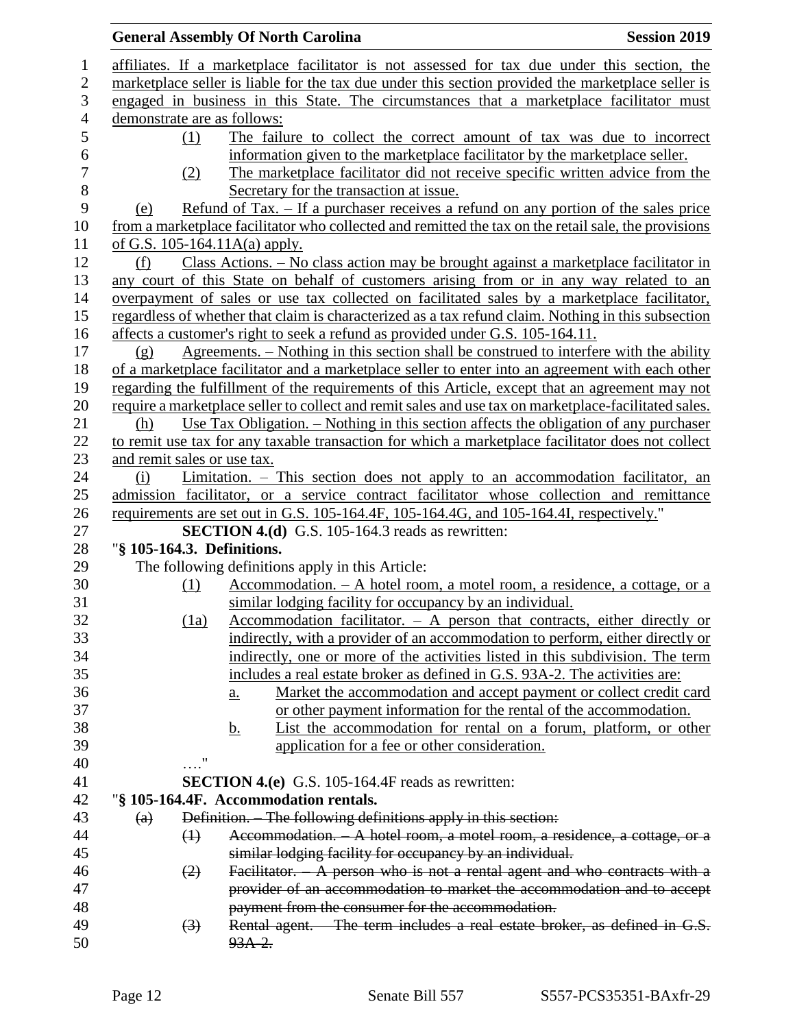affiliates. If a marketplace facilitator is not assessed for tax due under this section, the marketplace seller is liable for the tax due under this section provided the marketplace seller is engaged in business in this State. The circumstances that a marketplace facilitator must demonstrate are as follows:

(1) The failure to collect the correct amount of tax was due to incorrect information given to the marketplace facilitator by the marketplace seller.

(2) The marketplace facilitator did not receive specific written advice from the Secretary for the transaction at issue.

(e) Refund of Tax. – If a purchaser receives a refund on any portion of the sales price from a marketplace facilitator who collected and remitted the tax on the retail sale, the provisions of G.S. 105-164.11A(a) apply.

(f) Class Actions. – No class action may be brought against a marketplace facilitator in any court of this State on behalf of customers arising from or in any way related to an overpayment of sales or use tax collected on facilitated sales by a marketplace facilitator, regardless of whether that claim is characterized as a tax refund claim. Nothing in this subsection affects a customer's right to seek a refund as provided under G.S. 105-164.11.

(g) Agreements. – Nothing in this section shall be construed to interfere with the ability of a marketplace facilitator and a marketplace seller to enter into an agreement with each other regarding the fulfillment of the requirements of this Article, except that an agreement may not require a marketplace seller to collect and remit sales and use tax on marketplace-facilitated sales.

(h) Use Tax Obligation. – Nothing in this section affects the obligation of any purchaser to remit use tax for any taxable transaction for which a marketplace facilitator does not collect and remit sales or use tax.

(i) Limitation. – This section does not apply to an accommodation facilitator, an admission facilitator, or a service contract facilitator whose collection and remittance requirements are set out in G.S. 105-164.4F, 105-164.4G, and 105-164.4I, respectively."

**SECTION 4.(d)** G.S. 105-164.3 reads as rewritten:

"**§ 105-164.3. Definitions.**

The following definitions apply in this Article:

(1) Accommodation. – A hotel room, a motel room, a residence, a cottage, or a similar lodging facility for occupancy by an individual.

(1a) Accommodation facilitator. – A person that contracts, either directly or indirectly, with a provider of an accommodation to perform, either directly or indirectly, one or more of the activities listed in this subdivision. The term includes a real estate broker as defined in G.S. 93A-2. The activities are:

a. Market the accommodation and accept payment or collect credit card or other payment information for the rental of the accommodation.

b. List the accommodation for rental on a forum, platform, or other application for a fee or other consideration.

…."

**SECTION 4.(e)** G.S. 105-164.4F reads as rewritten:

"**§ 105-164.4F. Accommodation rentals.**

~~(a) Definition. – The following definitions apply in this section:~~

~~(1) Accommodation. – A hotel room, a motel room, a residence, a cottage, or a similar lodging facility for occupancy by an individual.~~

~~(2) Facilitator. – A person who is not a rental agent and who contracts with a provider of an accommodation to market the accommodation and to accept payment from the consumer for the accommodation.~~

~~(3) Rental agent. – The term includes a real estate broker, as defined in G.S. 93A-2.~~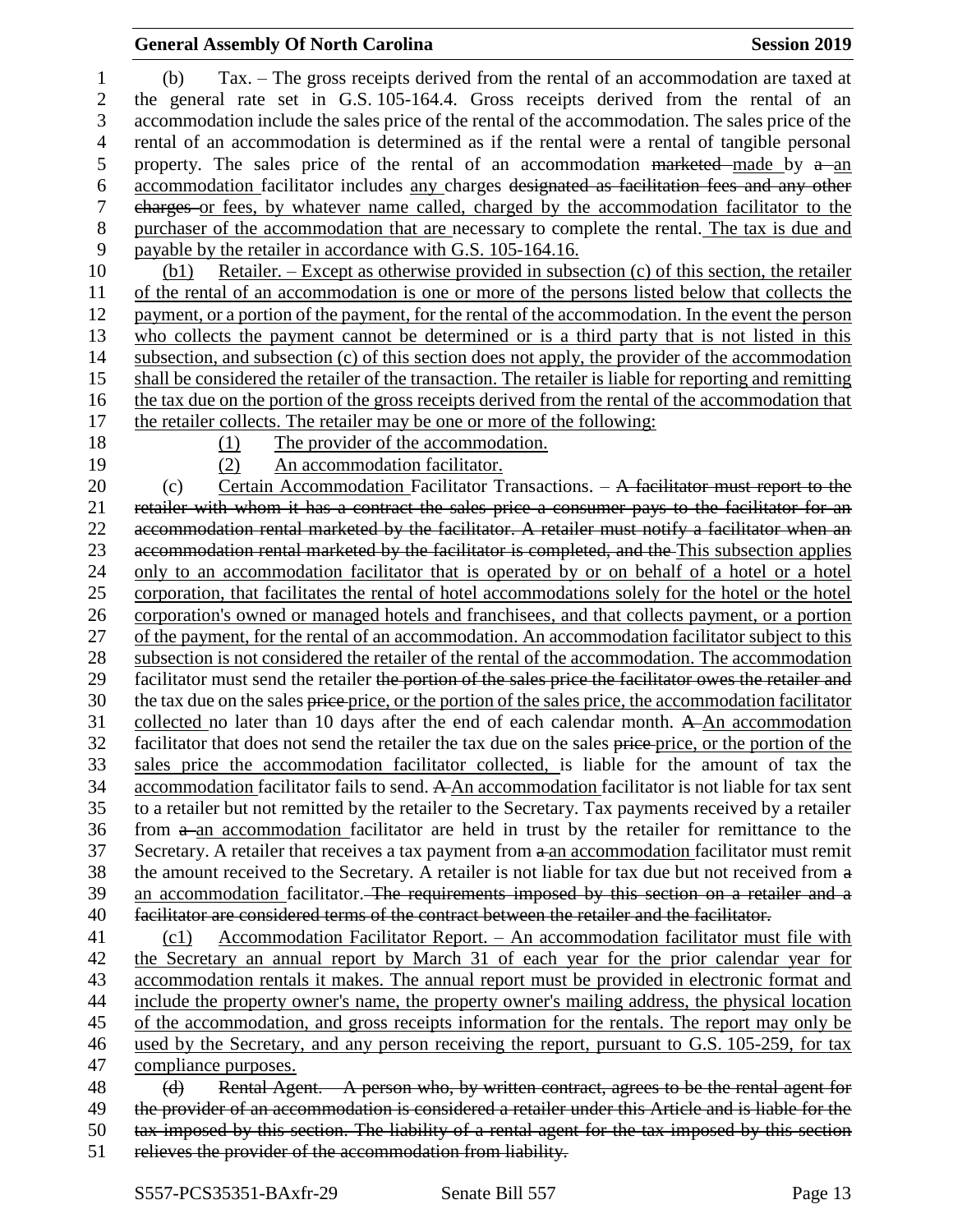(b) Tax. – The gross receipts derived from the rental of an accommodation are taxed at the general rate set in G.S. 105-164.4. Gross receipts derived from the rental of an accommodation include the sales price of the rental of the accommodation. The sales price of the rental of an accommodation is determined as if the rental were a rental of tangible personal property. The sales price of the rental of an accommodation ~~marketed~~ made by ~~a~~ an accommodation facilitator includes any charges ~~designated as facilitation fees and any other charges~~ or fees, by whatever name called, charged by the accommodation facilitator to the purchaser of the accommodation that are necessary to complete the rental. The tax is due and payable by the retailer in accordance with G.S. 105-164.16.

(b1) Retailer. – Except as otherwise provided in subsection (c) of this section, the retailer of the rental of an accommodation is one or more of the persons listed below that collects the payment, or a portion of the payment, for the rental of the accommodation. In the event the person who collects the payment cannot be determined or is a third party that is not listed in this subsection, and subsection (c) of this section does not apply, the provider of the accommodation shall be considered the retailer of the transaction. The retailer is liable for reporting and remitting the tax due on the portion of the gross receipts derived from the rental of the accommodation that the retailer collects. The retailer may be one or more of the following:

(1) The provider of the accommodation.

(2) An accommodation facilitator.

(c) Certain Accommodation Facilitator Transactions. – ~~A facilitator must report to the retailer with whom it has a contract the sales price a consumer pays to the facilitator for an accommodation rental marketed by the facilitator. A retailer must notify a facilitator when an accommodation rental marketed by the facilitator is completed, and the~~ This subsection applies only to an accommodation facilitator that is operated by or on behalf of a hotel or a hotel corporation, that facilitates the rental of hotel accommodations solely for the hotel or the hotel corporation's owned or managed hotels and franchisees, and that collects payment, or a portion of the payment, for the rental of an accommodation. An accommodation facilitator subject to this subsection is not considered the retailer of the rental of the accommodation. The accommodation facilitator must send the retailer ~~the portion of the sales price the facilitator owes the retailer and~~ the tax due on the sales ~~price~~ price, or the portion of the sales price, the accommodation facilitator collected no later than 10 days after the end of each calendar month. ~~A~~ An accommodation facilitator that does not send the retailer the tax due on the sales ~~price~~ price, or the portion of the sales price the accommodation facilitator collected, is liable for the amount of tax the accommodation facilitator fails to send. ~~A~~ An accommodation facilitator is not liable for tax sent to a retailer but not remitted by the retailer to the Secretary. Tax payments received by a retailer from ~~a~~ an accommodation facilitator are held in trust by the retailer for remittance to the Secretary. A retailer that receives a tax payment from ~~a~~ an accommodation facilitator must remit the amount received to the Secretary. A retailer is not liable for tax due but not received from ~~a~~ an accommodation facilitator. ~~The requirements imposed by this section on a retailer and a facilitator are considered terms of the contract between the retailer and the facilitator.~~

(c1) Accommodation Facilitator Report. – An accommodation facilitator must file with the Secretary an annual report by March 31 of each year for the prior calendar year for accommodation rentals it makes. The annual report must be provided in electronic format and include the property owner's name, the property owner's mailing address, the physical location of the accommodation, and gross receipts information for the rentals. The report may only be used by the Secretary, and any person receiving the report, pursuant to G.S. 105-259, for tax compliance purposes.

~~(d) Rental Agent. – A person who, by written contract, agrees to be the rental agent for the provider of an accommodation is considered a retailer under this Article and is liable for the tax imposed by this section. The liability of a rental agent for the tax imposed by this section relieves the provider of the accommodation from liability.~~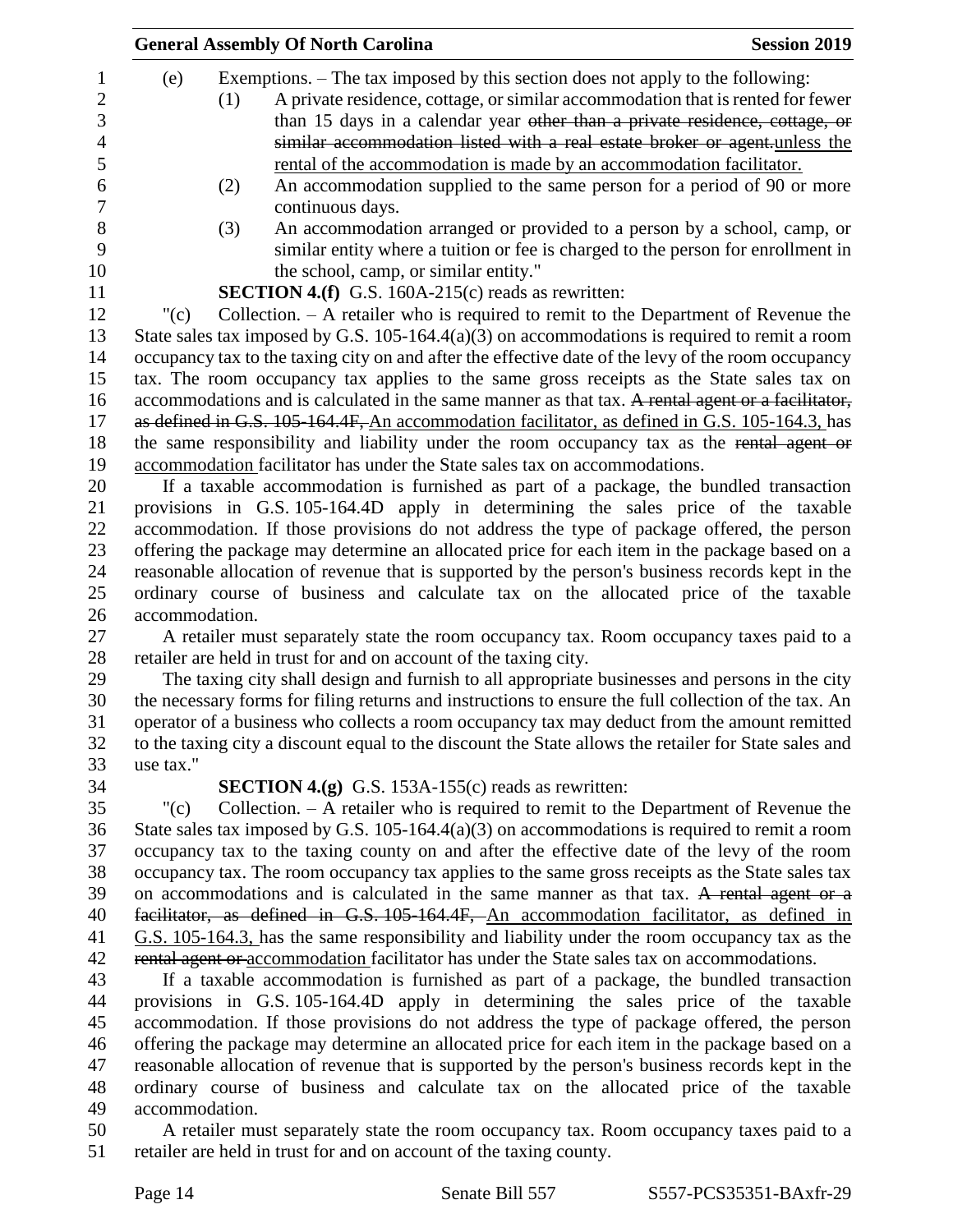(e) Exemptions. – The tax imposed by this section does not apply to the following:

(1) A private residence, cottage, or similar accommodation that is rented for fewer than 15 days in a calendar year ~~other than a private residence, cottage, or similar accommodation listed with a real estate broker or agent.~~unless the rental of the accommodation is made by an accommodation facilitator.

(2) An accommodation supplied to the same person for a period of 90 or more continuous days.

(3) An accommodation arranged or provided to a person by a school, camp, or similar entity where a tuition or fee is charged to the person for enrollment in the school, camp, or similar entity."

**SECTION 4.(f)** G.S. 160A-215(c) reads as rewritten:

"(c) Collection. – A retailer who is required to remit to the Department of Revenue the State sales tax imposed by G.S. 105-164.4(a)(3) on accommodations is required to remit a room occupancy tax to the taxing city on and after the effective date of the levy of the room occupancy tax. The room occupancy tax applies to the same gross receipts as the State sales tax on accommodations and is calculated in the same manner as that tax. ~~A rental agent or a facilitator, as defined in G.S. 105-164.4F,~~ An accommodation facilitator, as defined in G.S. 105-164.3, has the same responsibility and liability under the room occupancy tax as the ~~rental agent or~~ accommodation facilitator has under the State sales tax on accommodations.

If a taxable accommodation is furnished as part of a package, the bundled transaction provisions in G.S. 105-164.4D apply in determining the sales price of the taxable accommodation. If those provisions do not address the type of package offered, the person offering the package may determine an allocated price for each item in the package based on a reasonable allocation of revenue that is supported by the person's business records kept in the ordinary course of business and calculate tax on the allocated price of the taxable accommodation.

A retailer must separately state the room occupancy tax. Room occupancy taxes paid to a retailer are held in trust for and on account of the taxing city.

The taxing city shall design and furnish to all appropriate businesses and persons in the city the necessary forms for filing returns and instructions to ensure the full collection of the tax. An operator of a business who collects a room occupancy tax may deduct from the amount remitted to the taxing city a discount equal to the discount the State allows the retailer for State sales and use tax."

**SECTION 4.(g)** G.S. 153A-155(c) reads as rewritten:

"(c) Collection. – A retailer who is required to remit to the Department of Revenue the State sales tax imposed by G.S. 105-164.4(a)(3) on accommodations is required to remit a room occupancy tax to the taxing county on and after the effective date of the levy of the room occupancy tax. The room occupancy tax applies to the same gross receipts as the State sales tax on accommodations and is calculated in the same manner as that tax. ~~A rental agent or a facilitator, as defined in G.S. 105-164.4F,~~ An accommodation facilitator, as defined in G.S. 105-164.3, has the same responsibility and liability under the room occupancy tax as the ~~rental agent or~~ accommodation facilitator has under the State sales tax on accommodations.

If a taxable accommodation is furnished as part of a package, the bundled transaction provisions in G.S. 105-164.4D apply in determining the sales price of the taxable accommodation. If those provisions do not address the type of package offered, the person offering the package may determine an allocated price for each item in the package based on a reasonable allocation of revenue that is supported by the person's business records kept in the ordinary course of business and calculate tax on the allocated price of the taxable accommodation.

A retailer must separately state the room occupancy tax. Room occupancy taxes paid to a retailer are held in trust for and on account of the taxing county.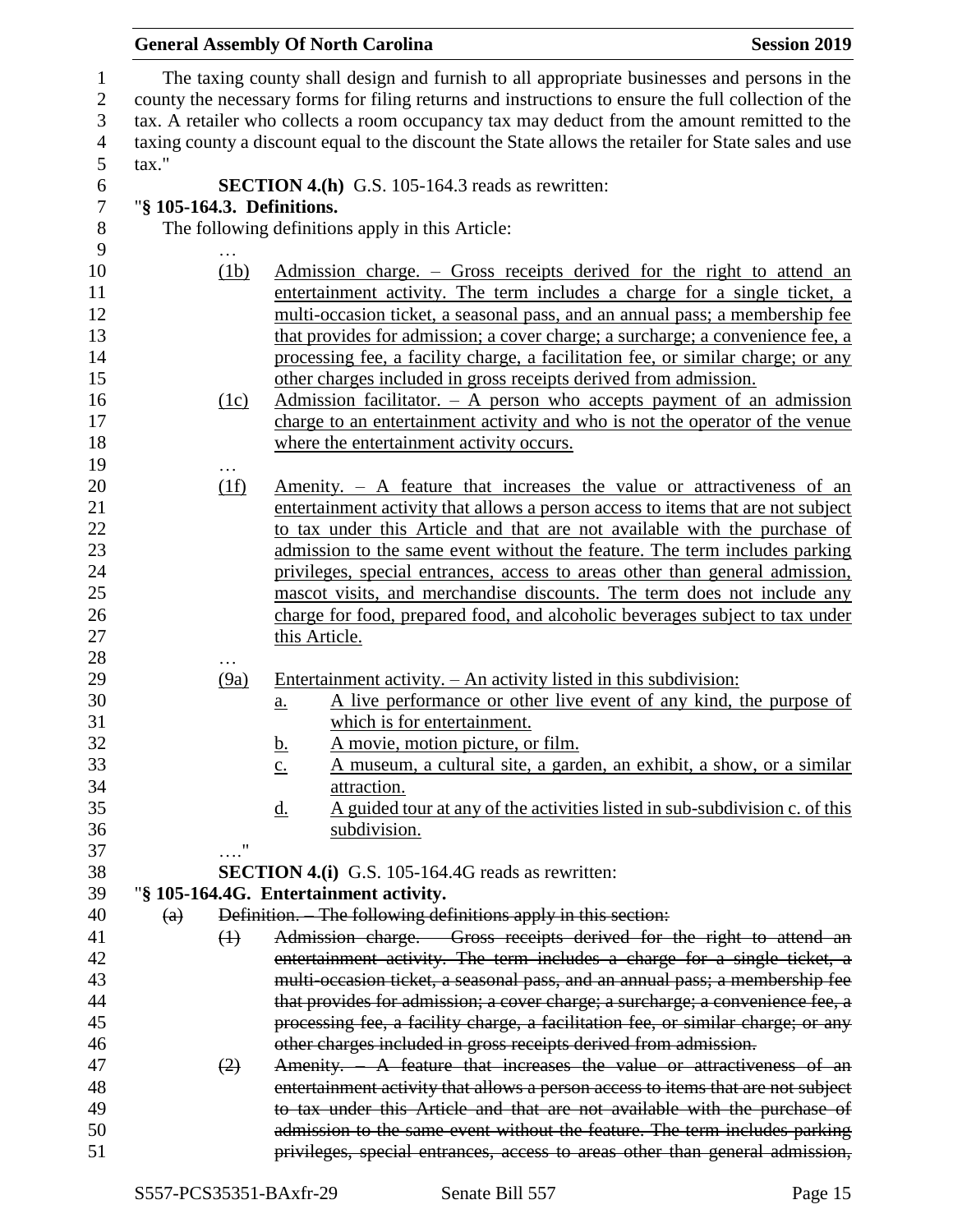The taxing county shall design and furnish to all appropriate businesses and persons in the county the necessary forms for filing returns and instructions to ensure the full collection of the tax. A retailer who collects a room occupancy tax may deduct from the amount remitted to the taxing county a discount equal to the discount the State allows the retailer for State sales and use tax."

**SECTION 4.(h)** G.S. 105-164.3 reads as rewritten:

"**§ 105-164.3. Definitions.**

The following definitions apply in this Article:

…

(1b) Admission charge. – Gross receipts derived for the right to attend an entertainment activity. The term includes a charge for a single ticket, a multi-occasion ticket, a seasonal pass, and an annual pass; a membership fee that provides for admission; a cover charge; a surcharge; a convenience fee, a processing fee, a facility charge, a facilitation fee, or similar charge; or any other charges included in gross receipts derived from admission.

(1c) Admission facilitator. – A person who accepts payment of an admission charge to an entertainment activity and who is not the operator of the venue where the entertainment activity occurs.

…

(1f) Amenity. – A feature that increases the value or attractiveness of an entertainment activity that allows a person access to items that are not subject to tax under this Article and that are not available with the purchase of admission to the same event without the feature. The term includes parking privileges, special entrances, access to areas other than general admission, mascot visits, and merchandise discounts. The term does not include any charge for food, prepared food, and alcoholic beverages subject to tax under this Article.

…

(9a) Entertainment activity. – An activity listed in this subdivision:

a. A live performance or other live event of any kind, the purpose of which is for entertainment.

b. A movie, motion picture, or film.

c. A museum, a cultural site, a garden, an exhibit, a show, or a similar attraction.

d. A guided tour at any of the activities listed in sub-subdivision c. of this subdivision.

…."

**SECTION 4.(i)** G.S. 105-164.4G reads as rewritten:

"**§ 105-164.4G. Entertainment activity.**

~~(a) Definition. – The following definitions apply in this section:~~

~~(1) Admission charge. – Gross receipts derived for the right to attend an entertainment activity. The term includes a charge for a single ticket, a multi-occasion ticket, a seasonal pass, and an annual pass; a membership fee that provides for admission; a cover charge; a surcharge; a convenience fee, a processing fee, a facility charge, a facilitation fee, or similar charge; or any other charges included in gross receipts derived from admission.~~

~~(2) Amenity. – A feature that increases the value or attractiveness of an entertainment activity that allows a person access to items that are not subject to tax under this Article and that are not available with the purchase of admission to the same event without the feature. The term includes parking privileges, special entrances, access to areas other than general admission,~~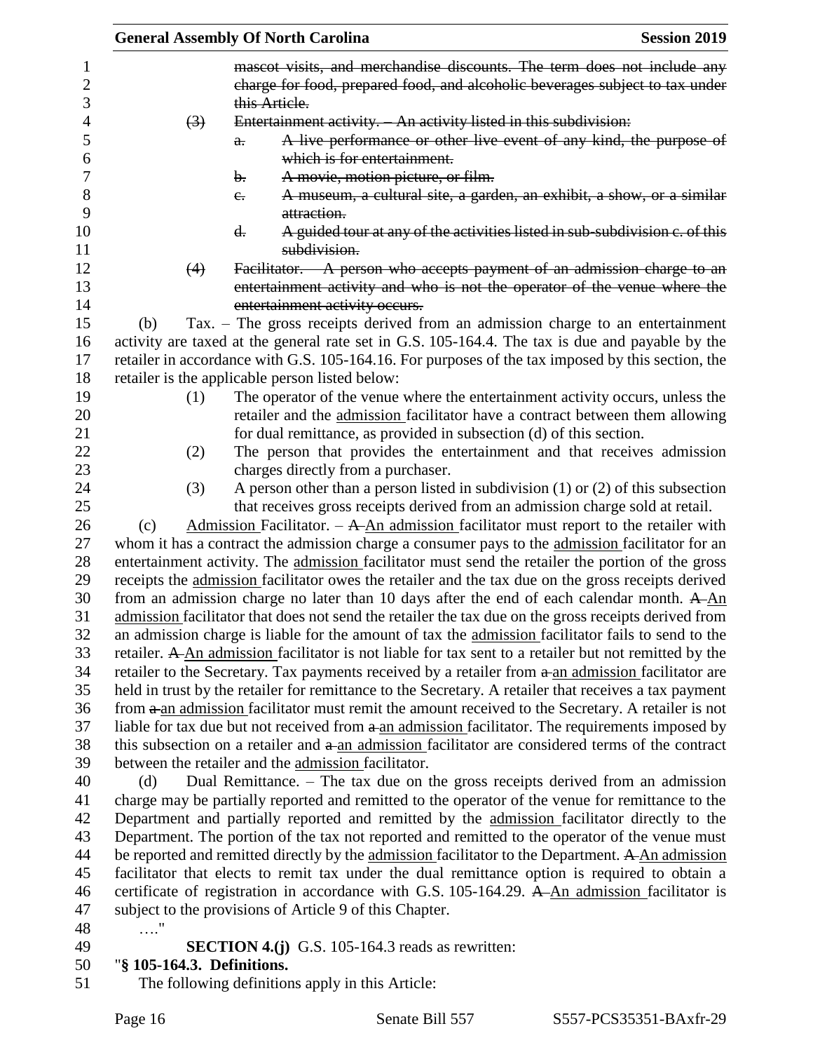mascot visits, and merchandise discounts. The term does not include any charge for food, prepared food, and alcoholic beverages subject to tax under this Article.

(3) Entertainment activity. – An activity listed in this subdivision:

a. A live performance or other live event of any kind, the purpose of which is for entertainment.

b. A movie, motion picture, or film.

c. A museum, a cultural site, a garden, an exhibit, a show, or a similar attraction.

d. A guided tour at any of the activities listed in sub-subdivision c. of this subdivision.

(4) Facilitator. – A person who accepts payment of an admission charge to an entertainment activity and who is not the operator of the venue where the entertainment activity occurs.

(b) Tax. – The gross receipts derived from an admission charge to an entertainment activity are taxed at the general rate set in G.S. 105-164.4. The tax is due and payable by the retailer in accordance with G.S. 105-164.16. For purposes of the tax imposed by this section, the retailer is the applicable person listed below:

(1) The operator of the venue where the entertainment activity occurs, unless the retailer and the admission facilitator have a contract between them allowing for dual remittance, as provided in subsection (d) of this section.

(2) The person that provides the entertainment and that receives admission charges directly from a purchaser.

(3) A person other than a person listed in subdivision (1) or (2) of this subsection that receives gross receipts derived from an admission charge sold at retail.

(c) Admission Facilitator. – A An admission facilitator must report to the retailer with whom it has a contract the admission charge a consumer pays to the admission facilitator for an entertainment activity. The admission facilitator must send the retailer the portion of the gross receipts the admission facilitator owes the retailer and the tax due on the gross receipts derived from an admission charge no later than 10 days after the end of each calendar month. A An admission facilitator that does not send the retailer the tax due on the gross receipts derived from an admission charge is liable for the amount of tax the admission facilitator fails to send to the retailer. A An admission facilitator is not liable for tax sent to a retailer but not remitted by the retailer to the Secretary. Tax payments received by a retailer from a an admission facilitator are held in trust by the retailer for remittance to the Secretary. A retailer that receives a tax payment from a an admission facilitator must remit the amount received to the Secretary. A retailer is not liable for tax due but not received from a an admission facilitator. The requirements imposed by this subsection on a retailer and a an admission facilitator are considered terms of the contract between the retailer and the admission facilitator.

(d) Dual Remittance. – The tax due on the gross receipts derived from an admission charge may be partially reported and remitted to the operator of the venue for remittance to the Department and partially reported and remitted by the admission facilitator directly to the Department. The portion of the tax not reported and remitted to the operator of the venue must be reported and remitted directly by the admission facilitator to the Department. A An admission facilitator that elects to remit tax under the dual remittance option is required to obtain a certificate of registration in accordance with G.S. 105-164.29. A An admission facilitator is subject to the provisions of Article 9 of this Chapter.

…."

**SECTION 4.(j)** G.S. 105-164.3 reads as rewritten:

"**§ 105-164.3. Definitions.**

The following definitions apply in this Article: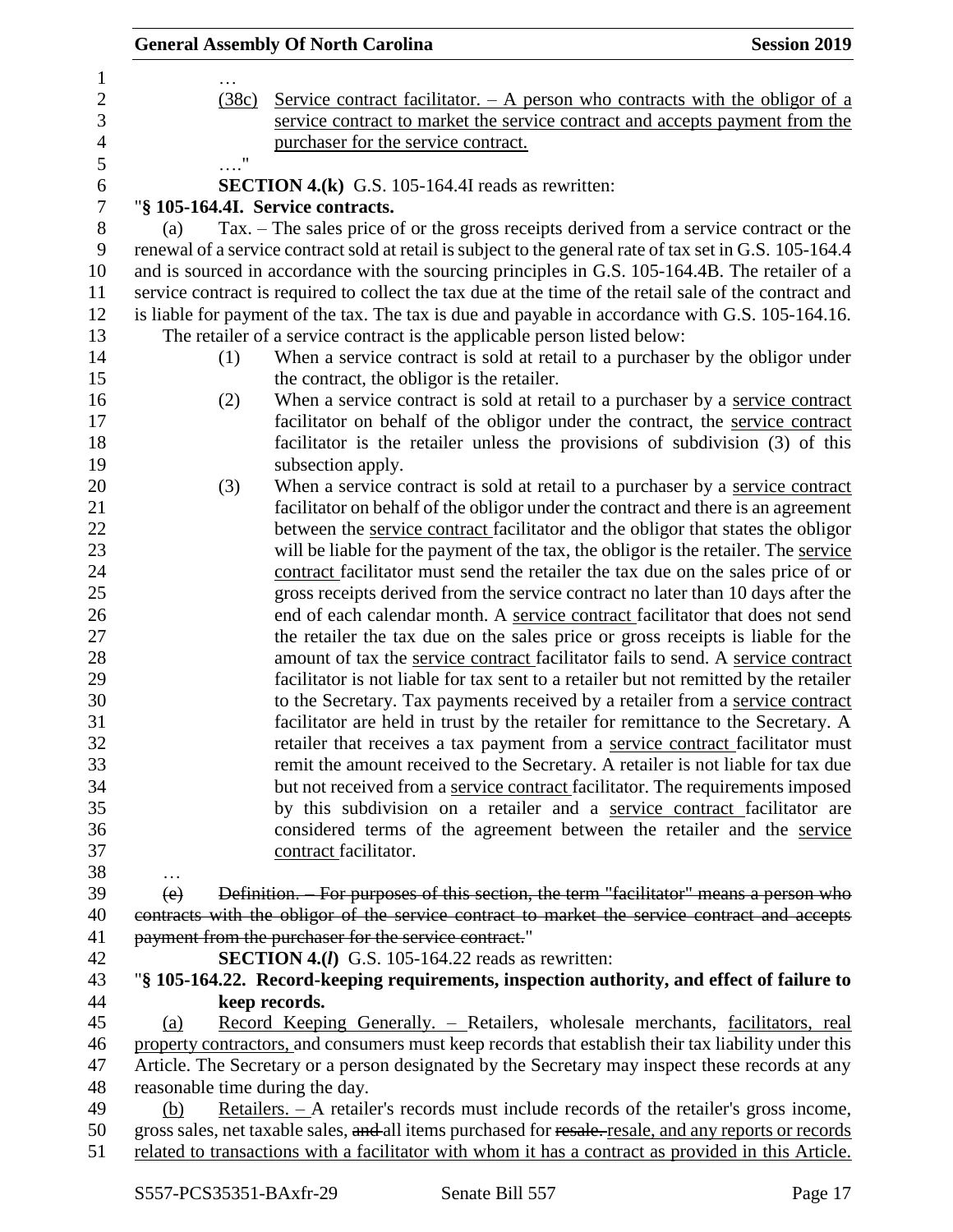…

(38c) Service contract facilitator. – A person who contracts with the obligor of a service contract to market the service contract and accepts payment from the purchaser for the service contract.

…."

**SECTION 4.(k)** G.S. 105-164.4I reads as rewritten:

"**§ 105-164.4I. Service contracts.**

(a) Tax. – The sales price of or the gross receipts derived from a service contract or the renewal of a service contract sold at retail is subject to the general rate of tax set in G.S. 105-164.4 and is sourced in accordance with the sourcing principles in G.S. 105-164.4B. The retailer of a service contract is required to collect the tax due at the time of the retail sale of the contract and is liable for payment of the tax. The tax is due and payable in accordance with G.S. 105-164.16. The retailer of a service contract is the applicable person listed below:

(1) When a service contract is sold at retail to a purchaser by the obligor under the contract, the obligor is the retailer.

(2) When a service contract is sold at retail to a purchaser by a service contract facilitator on behalf of the obligor under the contract, the service contract facilitator is the retailer unless the provisions of subdivision (3) of this subsection apply.

(3) When a service contract is sold at retail to a purchaser by a service contract facilitator on behalf of the obligor under the contract and there is an agreement between the service contract facilitator and the obligor that states the obligor will be liable for the payment of the tax, the obligor is the retailer. The service contract facilitator must send the retailer the tax due on the sales price of or gross receipts derived from the service contract no later than 10 days after the end of each calendar month. A service contract facilitator that does not send the retailer the tax due on the sales price or gross receipts is liable for the amount of tax the service contract facilitator fails to send. A service contract facilitator is not liable for tax sent to a retailer but not remitted by the retailer to the Secretary. Tax payments received by a retailer from a service contract facilitator are held in trust by the retailer for remittance to the Secretary. A retailer that receives a tax payment from a service contract facilitator must remit the amount received to the Secretary. A retailer is not liable for tax due but not received from a service contract facilitator. The requirements imposed by this subdivision on a retailer and a service contract facilitator are considered terms of the agreement between the retailer and the service contract facilitator.

…

~~(e) Definition. – For purposes of this section, the term "facilitator" means a person who contracts with the obligor of the service contract to market the service contract and accepts payment from the purchaser for the service contract.~~"

**SECTION 4.(*l*)** G.S. 105-164.22 reads as rewritten:

"**§ 105-164.22. Record-keeping requirements, inspection authority, and effect of failure to keep records.**

(a) Record Keeping Generally. – Retailers, wholesale merchants, facilitators, real property contractors, and consumers must keep records that establish their tax liability under this Article. The Secretary or a person designated by the Secretary may inspect these records at any reasonable time during the day.

(b) Retailers. – A retailer's records must include records of the retailer's gross income, gross sales, net taxable sales, ~~and~~ all items purchased for ~~resale.~~ resale, and any reports or records related to transactions with a facilitator with whom it has a contract as provided in this Article.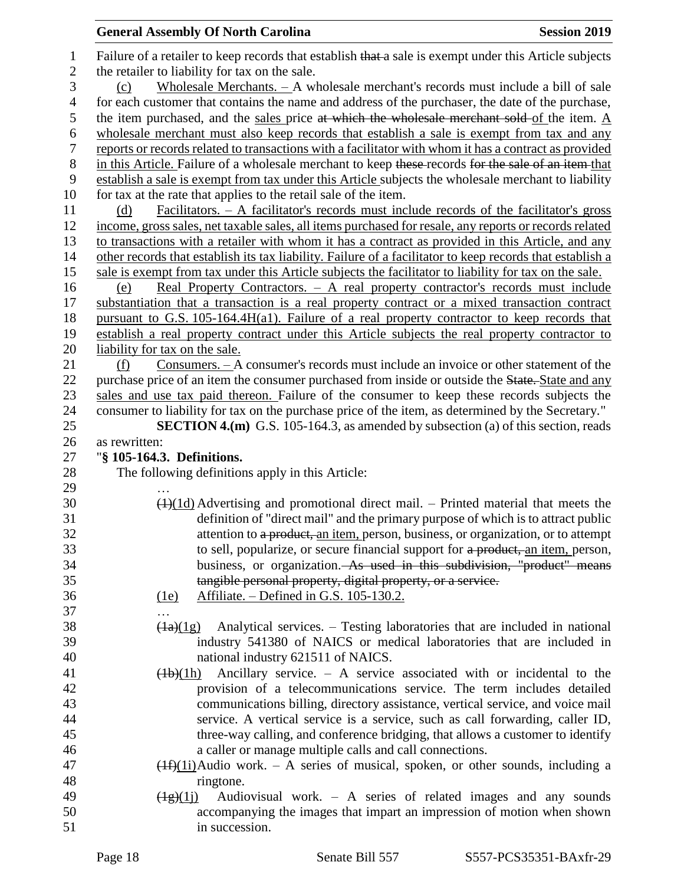Failure of a retailer to keep records that establish ~~that~~ a sale is exempt under this Article subjects the retailer to liability for tax on the sale.

(c) Wholesale Merchants. – A wholesale merchant's records must include a bill of sale for each customer that contains the name and address of the purchaser, the date of the purchase, the item purchased, and the sales price ~~at which the wholesale merchant sold~~ of the item. A wholesale merchant must also keep records that establish a sale is exempt from tax and any reports or records related to transactions with a facilitator with whom it has a contract as provided in this Article. Failure of a wholesale merchant to keep ~~these~~ records ~~for the sale of an item~~ that establish a sale is exempt from tax under this Article subjects the wholesale merchant to liability for tax at the rate that applies to the retail sale of the item.

(d) Facilitators. – A facilitator's records must include records of the facilitator's gross income, gross sales, net taxable sales, all items purchased for resale, any reports or records related to transactions with a retailer with whom it has a contract as provided in this Article, and any other records that establish its tax liability. Failure of a facilitator to keep records that establish a sale is exempt from tax under this Article subjects the facilitator to liability for tax on the sale.

(e) Real Property Contractors. – A real property contractor's records must include substantiation that a transaction is a real property contract or a mixed transaction contract pursuant to G.S. 105-164.4H(a1). Failure of a real property contractor to keep records that establish a real property contract under this Article subjects the real property contractor to liability for tax on the sale.

(f) Consumers. – A consumer's records must include an invoice or other statement of the purchase price of an item the consumer purchased from inside or outside the ~~State.~~ State and any sales and use tax paid thereon. Failure of the consumer to keep these records subjects the consumer to liability for tax on the purchase price of the item, as determined by the Secretary."

**SECTION 4.(m)** G.S. 105-164.3, as amended by subsection (a) of this section, reads as rewritten:

"**§ 105-164.3. Definitions.**

The following definitions apply in this Article:

…

~~(1)~~(1d) Advertising and promotional direct mail. – Printed material that meets the definition of "direct mail" and the primary purpose of which is to attract public attention to ~~a product,~~ an item, person, business, or organization, or to attempt to sell, popularize, or secure financial support for ~~a product,~~ an item, person, business, or organization. ~~As used in this subdivision, "product" means tangible personal property, digital property, or a service.~~

(1e) Affiliate. – Defined in G.S. 105-130.2.

…

~~(1a)~~(1g) Analytical services. – Testing laboratories that are included in national industry 541380 of NAICS or medical laboratories that are included in national industry 621511 of NAICS.

~~(1b)~~(1h) Ancillary service. – A service associated with or incidental to the provision of a telecommunications service. The term includes detailed communications billing, directory assistance, vertical service, and voice mail service. A vertical service is a service, such as call forwarding, caller ID, three-way calling, and conference bridging, that allows a customer to identify a caller or manage multiple calls and call connections.

~~(1f)~~(1i) Audio work. – A series of musical, spoken, or other sounds, including a ringtone.

~~(1g)~~(1j) Audiovisual work. – A series of related images and any sounds accompanying the images that impart an impression of motion when shown in succession.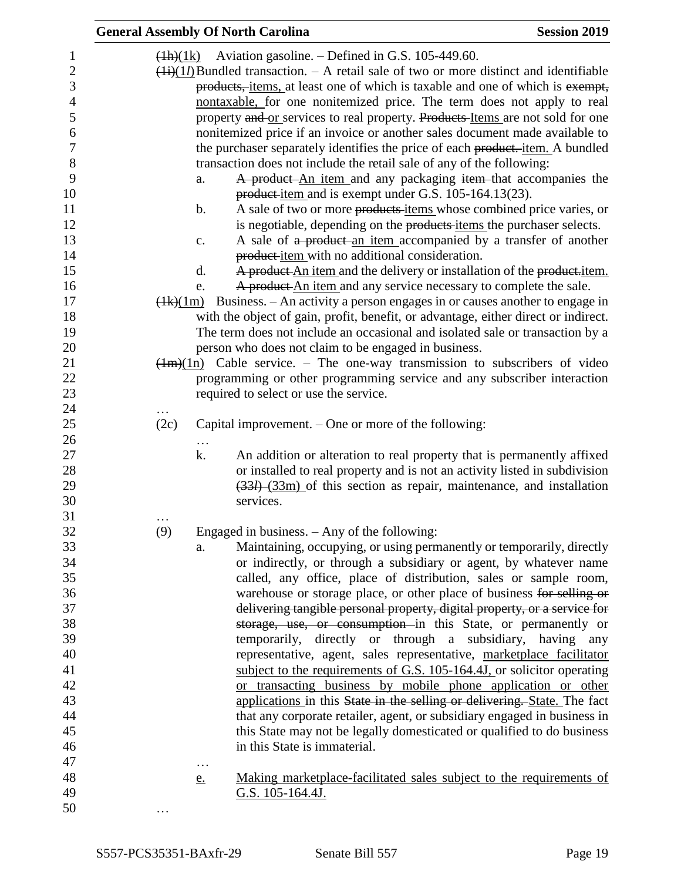(1h)(1k) Aviation gasoline. – Defined in G.S. 105-449.60.

(1i)(1l) Bundled transaction. – A retail sale of two or more distinct and identifiable products, items, at least one of which is taxable and one of which is exempt, nontaxable, for one nonitemized price. The term does not apply to real property and or services to real property. Products Items are not sold for one nonitemized price if an invoice or another sales document made available to the purchaser separately identifies the price of each product. item. A bundled transaction does not include the retail sale of any of the following:

a. A product An item and any packaging item that accompanies the product item and is exempt under G.S. 105-164.13(23).
b. A sale of two or more products items whose combined price varies, or is negotiable, depending on the products items the purchaser selects.
c. A sale of a product an item accompanied by a transfer of another product item with no additional consideration.
d. A product An item and the delivery or installation of the product.item.
e. A product An item and any service necessary to complete the sale.

(1k)(1m) Business. – An activity a person engages in or causes another to engage in with the object of gain, profit, benefit, or advantage, either direct or indirect. The term does not include an occasional and isolated sale or transaction by a person who does not claim to be engaged in business.

(1m)(1n) Cable service. – The one-way transmission to subscribers of video programming or other programming service and any subscriber interaction required to select or use the service.

…

(2c) Capital improvement. – One or more of the following:

…

k. An addition or alteration to real property that is permanently affixed or installed to real property and is not an activity listed in subdivision (33l) (33m) of this section as repair, maintenance, and installation services.

…

(9) Engaged in business. – Any of the following:

a. Maintaining, occupying, or using permanently or temporarily, directly or indirectly, or through a subsidiary or agent, by whatever name called, any office, place of distribution, sales or sample room, warehouse or storage place, or other place of business for selling or delivering tangible personal property, digital property, or a service for storage, use, or consumption in this State, or permanently or temporarily, directly or through a subsidiary, having any representative, agent, sales representative, marketplace facilitator subject to the requirements of G.S. 105-164.4J, or solicitor operating or transacting business by mobile phone application or other applications in this State in the selling or delivering. State. The fact that any corporate retailer, agent, or subsidiary engaged in business in this State may not be legally domesticated or qualified to do business in this State is immaterial.

…

e. Making marketplace-facilitated sales subject to the requirements of G.S. 105-164.4J.

…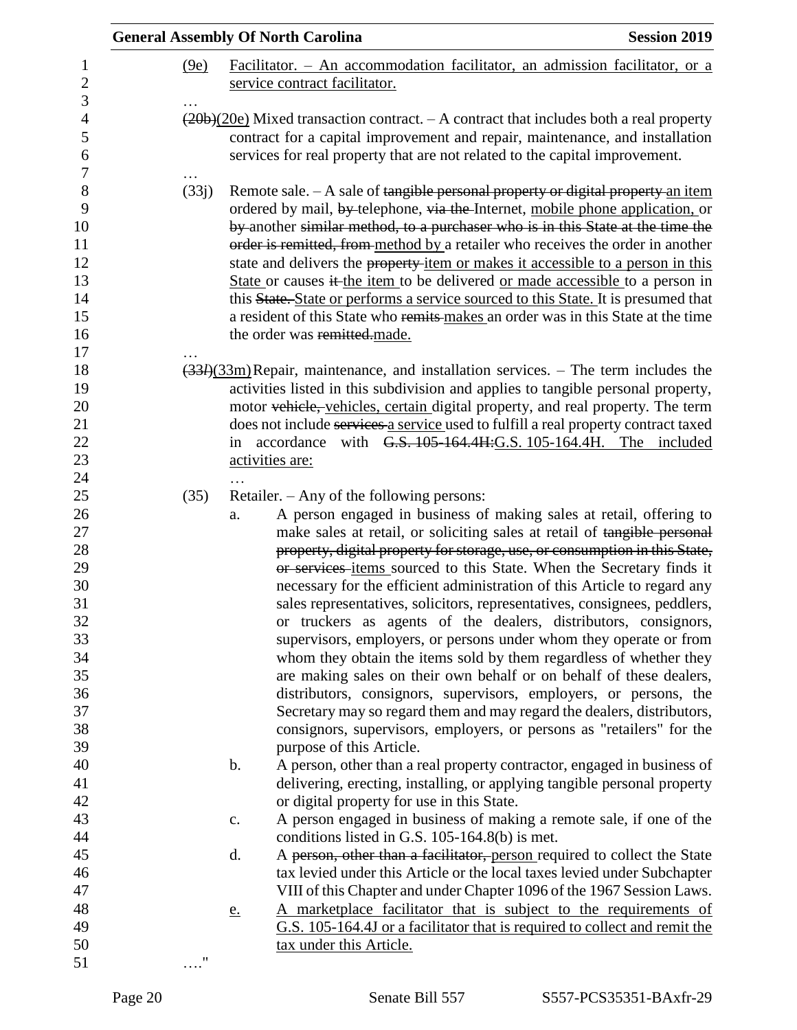(9e) Facilitator. – An accommodation facilitator, an admission facilitator, or a service contract facilitator.

…

~~(20b)~~(20e) Mixed transaction contract. – A contract that includes both a real property contract for a capital improvement and repair, maintenance, and installation services for real property that are not related to the capital improvement.

…

(33j) Remote sale. – A sale of ~~tangible personal property or digital property~~ an item ordered by mail, ~~by~~ telephone, ~~via the~~ Internet, mobile phone application, or ~~by~~ another ~~similar method, to a purchaser who is in this State at the time the order is remitted, from~~ method by a retailer who receives the order in another state and delivers the ~~property~~ item or makes it accessible to a person in this State or causes ~~it~~ the item to be delivered or made accessible to a person in this ~~State.~~ State or performs a service sourced to this State. It is presumed that a resident of this State who ~~remits~~ makes an order was in this State at the time the order was ~~remitted.~~made.

…

~~(33l)~~(33m) Repair, maintenance, and installation services. – The term includes the activities listed in this subdivision and applies to tangible personal property, motor ~~vehicle,~~ vehicles, certain digital property, and real property. The term does not include ~~services~~ a service used to fulfill a real property contract taxed in accordance with ~~G.S. 105-164.4H:~~G.S. 105-164.4H. The included activities are:

…

(35) Retailer. – Any of the following persons:

a. A person engaged in business of making sales at retail, offering to make sales at retail, or soliciting sales at retail of ~~tangible personal property, digital property for storage, use, or consumption in this State, or services~~ items sourced to this State. When the Secretary finds it necessary for the efficient administration of this Article to regard any sales representatives, solicitors, representatives, consignees, peddlers, or truckers as agents of the dealers, distributors, consignors, supervisors, employers, or persons under whom they operate or from whom they obtain the items sold by them regardless of whether they are making sales on their own behalf or on behalf of these dealers, distributors, consignors, supervisors, employers, or persons, the Secretary may so regard them and may regard the dealers, distributors, consignors, supervisors, employers, or persons as "retailers" for the purpose of this Article.

b. A person, other than a real property contractor, engaged in business of delivering, erecting, installing, or applying tangible personal property or digital property for use in this State.

c. A person engaged in business of making a remote sale, if one of the conditions listed in G.S. 105-164.8(b) is met.

d. A ~~person, other than a facilitator,~~ person required to collect the State tax levied under this Article or the local taxes levied under Subchapter VIII of this Chapter and under Chapter 1096 of the 1967 Session Laws.

e. A marketplace facilitator that is subject to the requirements of G.S. 105-164.4J or a facilitator that is required to collect and remit the tax under this Article.

…."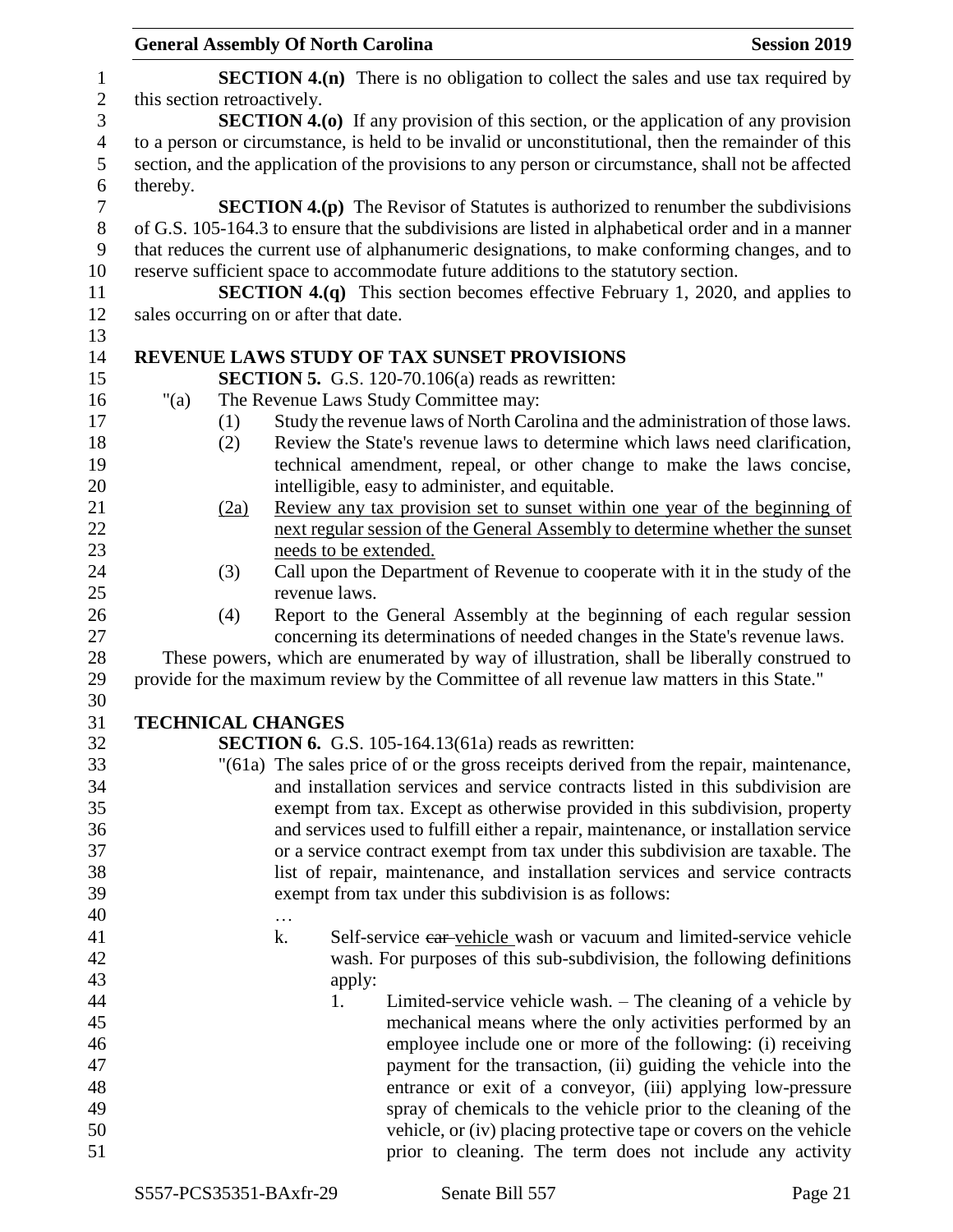**SECTION 4.(n)** There is no obligation to collect the sales and use tax required by this section retroactively.

**SECTION 4.(o)** If any provision of this section, or the application of any provision to a person or circumstance, is held to be invalid or unconstitutional, then the remainder of this section, and the application of the provisions to any person or circumstance, shall not be affected thereby.

**SECTION 4.(p)** The Revisor of Statutes is authorized to renumber the subdivisions of G.S. 105-164.3 to ensure that the subdivisions are listed in alphabetical order and in a manner that reduces the current use of alphanumeric designations, to make conforming changes, and to reserve sufficient space to accommodate future additions to the statutory section.

**SECTION 4.(q)** This section becomes effective February 1, 2020, and applies to sales occurring on or after that date.

## REVENUE LAWS STUDY OF TAX SUNSET PROVISIONS

**SECTION 5.** G.S. 120-70.106(a) reads as rewritten:

"(a) The Revenue Laws Study Committee may:

(1) Study the revenue laws of North Carolina and the administration of those laws.

(2) Review the State's revenue laws to determine which laws need clarification, technical amendment, repeal, or other change to make the laws concise, intelligible, easy to administer, and equitable.

<u>(2a) Review any tax provision set to sunset within one year of the beginning of next regular session of the General Assembly to determine whether the sunset needs to be extended.</u>

(3) Call upon the Department of Revenue to cooperate with it in the study of the revenue laws.

(4) Report to the General Assembly at the beginning of each regular session concerning its determinations of needed changes in the State's revenue laws.

These powers, which are enumerated by way of illustration, shall be liberally construed to provide for the maximum review by the Committee of all revenue law matters in this State."

## TECHNICAL CHANGES

**SECTION 6.** G.S. 105-164.13(61a) reads as rewritten:

"(61a) The sales price of or the gross receipts derived from the repair, maintenance, and installation services and service contracts listed in this subdivision are exempt from tax. Except as otherwise provided in this subdivision, property and services used to fulfill either a repair, maintenance, or installation service or a service contract exempt from tax under this subdivision are taxable. The list of repair, maintenance, and installation services and service contracts exempt from tax under this subdivision is as follows:

…

k. Self-service ~~car~~ <u>vehicle</u> wash or vacuum and limited-service vehicle wash. For purposes of this sub-subdivision, the following definitions apply:

1. Limited-service vehicle wash. – The cleaning of a vehicle by mechanical means where the only activities performed by an employee include one or more of the following: (i) receiving payment for the transaction, (ii) guiding the vehicle into the entrance or exit of a conveyor, (iii) applying low-pressure spray of chemicals to the vehicle prior to the cleaning of the vehicle, or (iv) placing protective tape or covers on the vehicle prior to cleaning. The term does not include any activity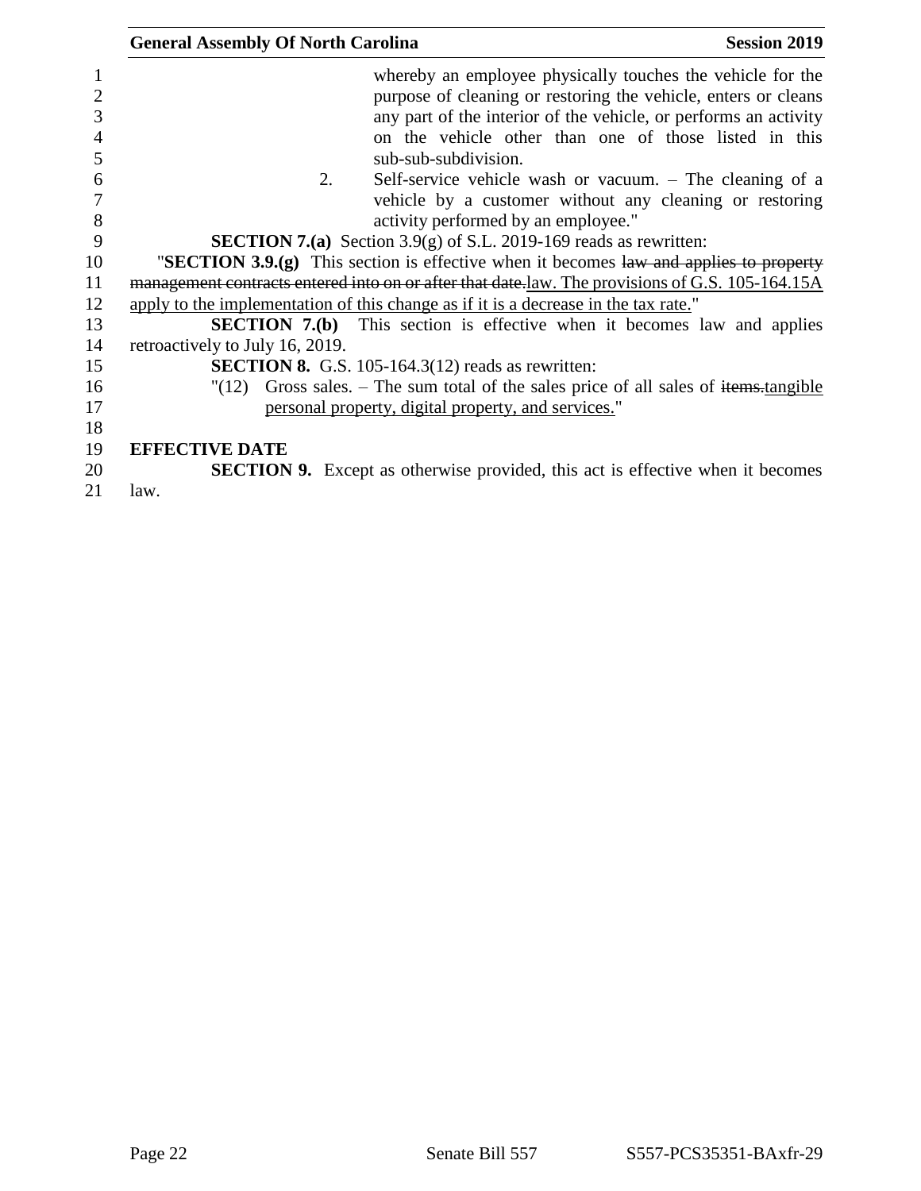whereby an employee physically touches the vehicle for the purpose of cleaning or restoring the vehicle, enters or cleans any part of the interior of the vehicle, or performs an activity on the vehicle other than one of those listed in this sub-sub-subdivision.

2. Self-service vehicle wash or vacuum. – The cleaning of a vehicle by a customer without any cleaning or restoring activity performed by an employee."

**SECTION 7.(a)** Section 3.9(g) of S.L. 2019-169 reads as rewritten:

"**SECTION 3.9.(g)** This section is effective when it becomes ~~law and applies to property management contracts entered into on or after that date.~~law. The provisions of G.S. 105-164.15A apply to the implementation of this change as if it is a decrease in the tax rate."

**SECTION 7.(b)** This section is effective when it becomes law and applies retroactively to July 16, 2019.

**SECTION 8.** G.S. 105-164.3(12) reads as rewritten:

"(12) Gross sales. – The sum total of the sales price of all sales of ~~items.~~tangible personal property, digital property, and services."

**EFFECTIVE DATE**

**SECTION 9.** Except as otherwise provided, this act is effective when it becomes law.